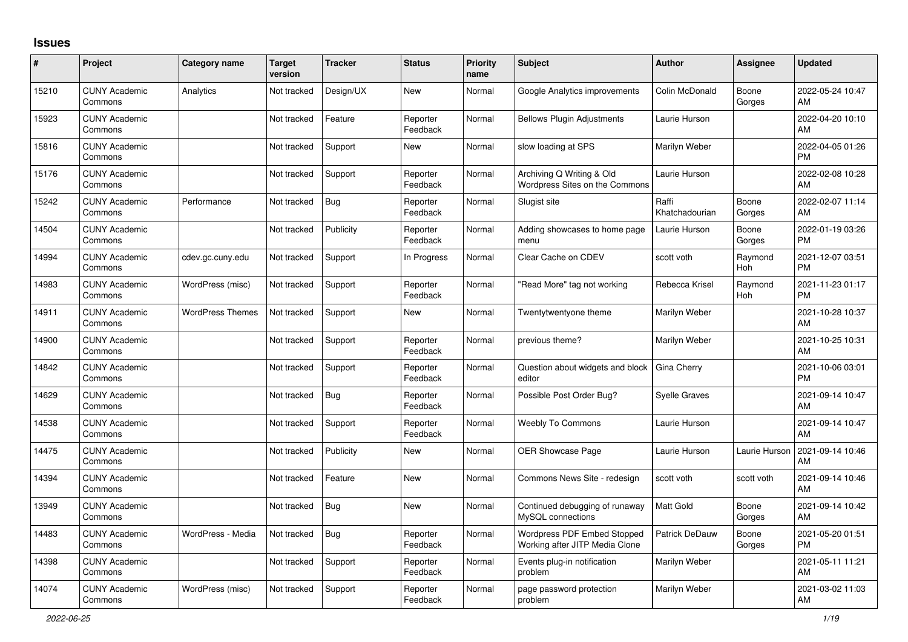## Issues

| # | Project | Category name | Target version | Tracker | Status | Priority name | Subject | Author | Assignee | Updated |
|---|---|---|---|---|---|---|---|---|---|---|
| 15210 | CUNY Academic Commons | Analytics | Not tracked | Design/UX | New | Normal | Google Analytics improvements | Colin McDonald | Boone Gorges | 2022-05-24 10:47 AM |
| 15923 | CUNY Academic Commons | | Not tracked | Feature | Reporter Feedback | Normal | Bellows Plugin Adjustments | Laurie Hurson | | 2022-04-20 10:10 AM |
| 15816 | CUNY Academic Commons | | Not tracked | Support | New | Normal | slow loading at SPS | Marilyn Weber | | 2022-04-05 01:26 PM |
| 15176 | CUNY Academic Commons | | Not tracked | Support | Reporter Feedback | Normal | Archiving Q Writing & Old Wordpress Sites on the Commons | Laurie Hurson | | 2022-02-08 10:28 AM |
| 15242 | CUNY Academic Commons | Performance | Not tracked | Bug | Reporter Feedback | Normal | Slugist site | Raffi Khatchadourian | Boone Gorges | 2022-02-07 11:14 AM |
| 14504 | CUNY Academic Commons | | Not tracked | Publicity | Reporter Feedback | Normal | Adding showcases to home page menu | Laurie Hurson | Boone Gorges | 2022-01-19 03:26 PM |
| 14994 | CUNY Academic Commons | cdev.gc.cuny.edu | Not tracked | Support | In Progress | Normal | Clear Cache on CDEV | scott voth | Raymond Hoh | 2021-12-07 03:51 PM |
| 14983 | CUNY Academic Commons | WordPress (misc) | Not tracked | Support | Reporter Feedback | Normal | "Read More" tag not working | Rebecca Krisel | Raymond Hoh | 2021-11-23 01:17 PM |
| 14911 | CUNY Academic Commons | WordPress Themes | Not tracked | Support | New | Normal | Twentytwentyone theme | Marilyn Weber | | 2021-10-28 10:37 AM |
| 14900 | CUNY Academic Commons | | Not tracked | Support | Reporter Feedback | Normal | previous theme? | Marilyn Weber | | 2021-10-25 10:31 AM |
| 14842 | CUNY Academic Commons | | Not tracked | Support | Reporter Feedback | Normal | Question about widgets and block editor | Gina Cherry | | 2021-10-06 03:01 PM |
| 14629 | CUNY Academic Commons | | Not tracked | Bug | Reporter Feedback | Normal | Possible Post Order Bug? | Syelle Graves | | 2021-09-14 10:47 AM |
| 14538 | CUNY Academic Commons | | Not tracked | Support | Reporter Feedback | Normal | Weebly To Commons | Laurie Hurson | | 2021-09-14 10:47 AM |
| 14475 | CUNY Academic Commons | | Not tracked | Publicity | New | Normal | OER Showcase Page | Laurie Hurson | Laurie Hurson | 2021-09-14 10:46 AM |
| 14394 | CUNY Academic Commons | | Not tracked | Feature | New | Normal | Commons News Site - redesign | scott voth | scott voth | 2021-09-14 10:46 AM |
| 13949 | CUNY Academic Commons | | Not tracked | Bug | New | Normal | Continued debugging of runaway MySQL connections | Matt Gold | Boone Gorges | 2021-09-14 10:42 AM |
| 14483 | CUNY Academic Commons | WordPress - Media | Not tracked | Bug | Reporter Feedback | Normal | Wordpress PDF Embed Stopped Working after JITP Media Clone | Patrick DeDauw | Boone Gorges | 2021-05-20 01:51 PM |
| 14398 | CUNY Academic Commons | | Not tracked | Support | Reporter Feedback | Normal | Events plug-in notification problem | Marilyn Weber | | 2021-05-11 11:21 AM |
| 14074 | CUNY Academic Commons | WordPress (misc) | Not tracked | Support | Reporter Feedback | Normal | page password protection problem | Marilyn Weber | | 2021-03-02 11:03 AM |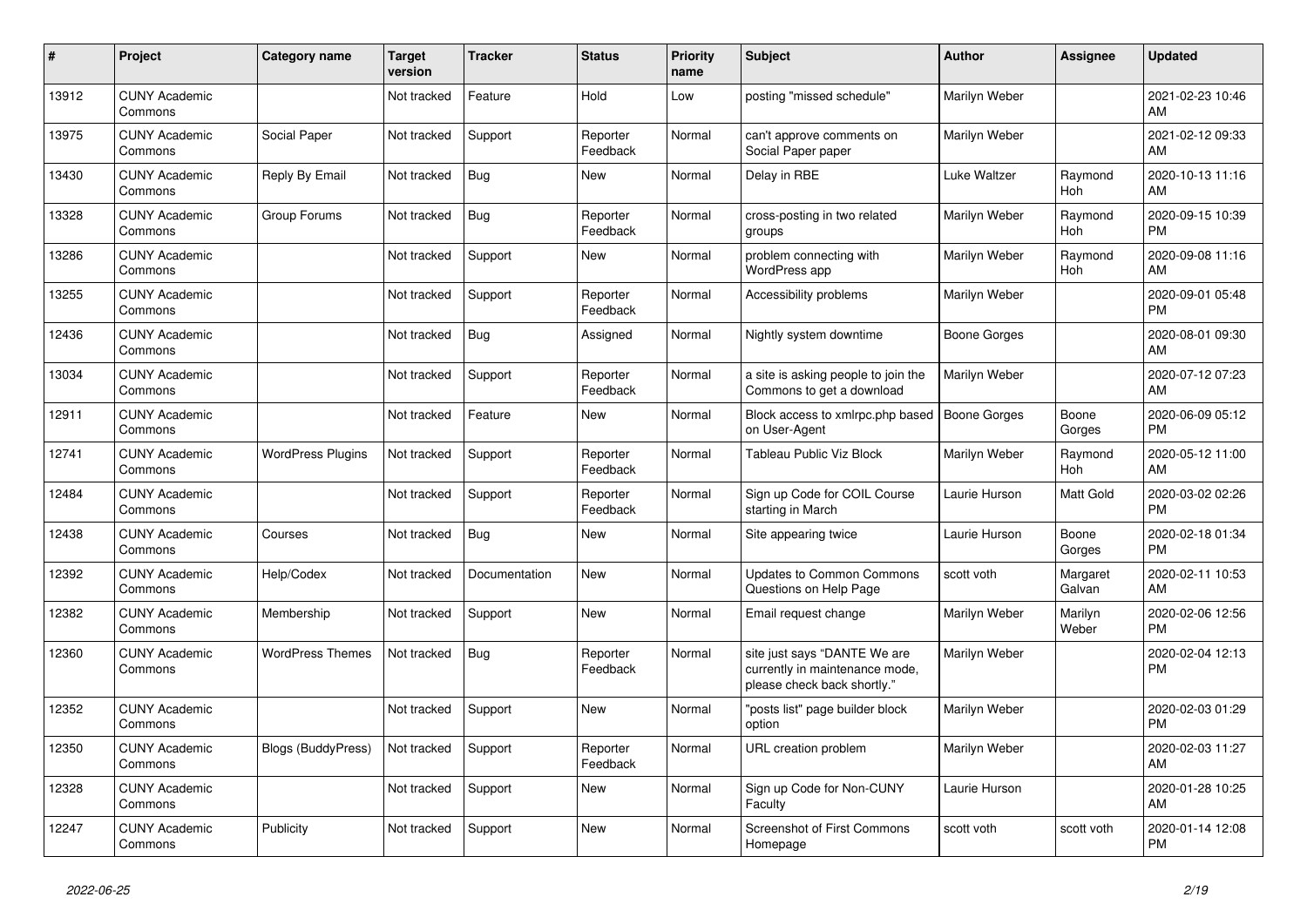| # | Project | Category name | Target version | Tracker | Status | Priority name | Subject | Author | Assignee | Updated |
|---|---|---|---|---|---|---|---|---|---|---|
| 13912 | CUNY Academic Commons |  | Not tracked | Feature | Hold | Low | posting "missed schedule" | Marilyn Weber |  | 2021-02-23 10:46 AM |
| 13975 | CUNY Academic Commons | Social Paper | Not tracked | Support | Reporter Feedback | Normal | can't approve comments on Social Paper paper | Marilyn Weber |  | 2021-02-12 09:33 AM |
| 13430 | CUNY Academic Commons | Reply By Email | Not tracked | Bug | New | Normal | Delay in RBE | Luke Waltzer | Raymond Hoh | 2020-10-13 11:16 AM |
| 13328 | CUNY Academic Commons | Group Forums | Not tracked | Bug | Reporter Feedback | Normal | cross-posting in two related groups | Marilyn Weber | Raymond Hoh | 2020-09-15 10:39 PM |
| 13286 | CUNY Academic Commons |  | Not tracked | Support | New | Normal | problem connecting with WordPress app | Marilyn Weber | Raymond Hoh | 2020-09-08 11:16 AM |
| 13255 | CUNY Academic Commons |  | Not tracked | Support | Reporter Feedback | Normal | Accessibility problems | Marilyn Weber |  | 2020-09-01 05:48 PM |
| 12436 | CUNY Academic Commons |  | Not tracked | Bug | Assigned | Normal | Nightly system downtime | Boone Gorges |  | 2020-08-01 09:30 AM |
| 13034 | CUNY Academic Commons |  | Not tracked | Support | Reporter Feedback | Normal | a site is asking people to join the Commons to get a download | Marilyn Weber |  | 2020-07-12 07:23 AM |
| 12911 | CUNY Academic Commons |  | Not tracked | Feature | New | Normal | Block access to xmlrpc.php based on User-Agent | Boone Gorges | Boone Gorges | 2020-06-09 05:12 PM |
| 12741 | CUNY Academic Commons | WordPress Plugins | Not tracked | Support | Reporter Feedback | Normal | Tableau Public Viz Block | Marilyn Weber | Raymond Hoh | 2020-05-12 11:00 AM |
| 12484 | CUNY Academic Commons |  | Not tracked | Support | Reporter Feedback | Normal | Sign up Code for COIL Course starting in March | Laurie Hurson | Matt Gold | 2020-03-02 02:26 PM |
| 12438 | CUNY Academic Commons | Courses | Not tracked | Bug | New | Normal | Site appearing twice | Laurie Hurson | Boone Gorges | 2020-02-18 01:34 PM |
| 12392 | CUNY Academic Commons | Help/Codex | Not tracked | Documentation | New | Normal | Updates to Common Commons Questions on Help Page | scott voth | Margaret Galvan | 2020-02-11 10:53 AM |
| 12382 | CUNY Academic Commons | Membership | Not tracked | Support | New | Normal | Email request change | Marilyn Weber | Marilyn Weber | 2020-02-06 12:56 PM |
| 12360 | CUNY Academic Commons | WordPress Themes | Not tracked | Bug | Reporter Feedback | Normal | site just says "DANTE We are currently in maintenance mode, please check back shortly." | Marilyn Weber |  | 2020-02-04 12:13 PM |
| 12352 | CUNY Academic Commons |  | Not tracked | Support | New | Normal | "posts list" page builder block option | Marilyn Weber |  | 2020-02-03 01:29 PM |
| 12350 | CUNY Academic Commons | Blogs (BuddyPress) | Not tracked | Support | Reporter Feedback | Normal | URL creation problem | Marilyn Weber |  | 2020-02-03 11:27 AM |
| 12328 | CUNY Academic Commons |  | Not tracked | Support | New | Normal | Sign up Code for Non-CUNY Faculty | Laurie Hurson |  | 2020-01-28 10:25 AM |
| 12247 | CUNY Academic Commons | Publicity | Not tracked | Support | New | Normal | Screenshot of First Commons Homepage | scott voth | scott voth | 2020-01-14 12:08 PM |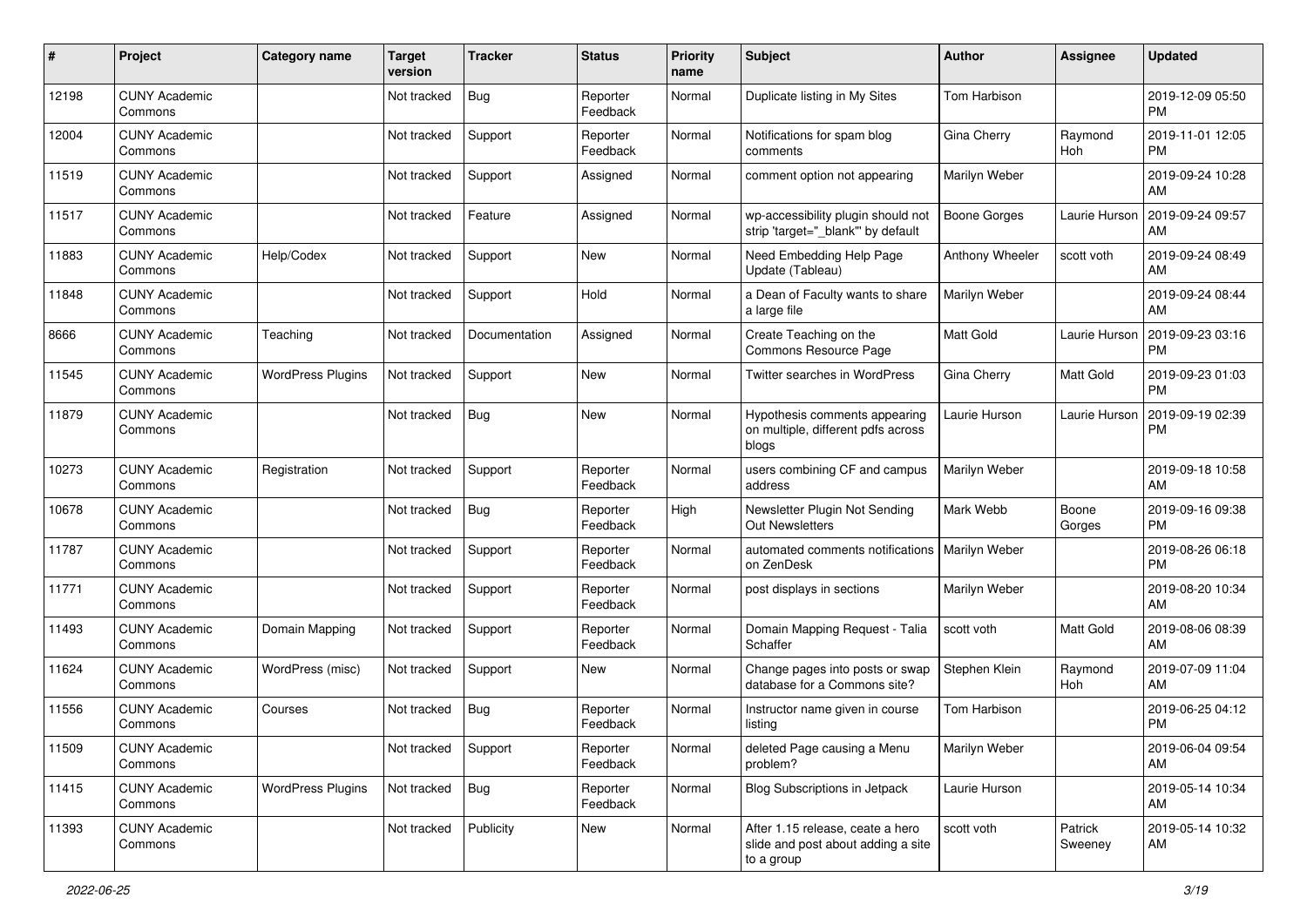| # | Project | Category name | Target version | Tracker | Status | Priority name | Subject | Author | Assignee | Updated |
|---|---|---|---|---|---|---|---|---|---|---|
| 12198 | CUNY Academic Commons | | Not tracked | Bug | Reporter Feedback | Normal | Duplicate listing in My Sites | Tom Harbison | | 2019-12-09 05:50 PM |
| 12004 | CUNY Academic Commons | | Not tracked | Support | Reporter Feedback | Normal | Notifications for spam blog comments | Gina Cherry | Raymond Hoh | 2019-11-01 12:05 PM |
| 11519 | CUNY Academic Commons | | Not tracked | Support | Assigned | Normal | comment option not appearing | Marilyn Weber | | 2019-09-24 10:28 AM |
| 11517 | CUNY Academic Commons | | Not tracked | Feature | Assigned | Normal | wp-accessibility plugin should not strip 'target="_blank"' by default | Boone Gorges | Laurie Hurson | 2019-09-24 09:57 AM |
| 11883 | CUNY Academic Commons | Help/Codex | Not tracked | Support | New | Normal | Need Embedding Help Page Update (Tableau) | Anthony Wheeler | scott voth | 2019-09-24 08:49 AM |
| 11848 | CUNY Academic Commons | | Not tracked | Support | Hold | Normal | a Dean of Faculty wants to share a large file | Marilyn Weber | | 2019-09-24 08:44 AM |
| 8666 | CUNY Academic Commons | Teaching | Not tracked | Documentation | Assigned | Normal | Create Teaching on the Commons Resource Page | Matt Gold | Laurie Hurson | 2019-09-23 03:16 PM |
| 11545 | CUNY Academic Commons | WordPress Plugins | Not tracked | Support | New | Normal | Twitter searches in WordPress | Gina Cherry | Matt Gold | 2019-09-23 01:03 PM |
| 11879 | CUNY Academic Commons | | Not tracked | Bug | New | Normal | Hypothesis comments appearing on multiple, different pdfs across blogs | Laurie Hurson | Laurie Hurson | 2019-09-19 02:39 PM |
| 10273 | CUNY Academic Commons | Registration | Not tracked | Support | Reporter Feedback | Normal | users combining CF and campus address | Marilyn Weber | | 2019-09-18 10:58 AM |
| 10678 | CUNY Academic Commons | | Not tracked | Bug | Reporter Feedback | High | Newsletter Plugin Not Sending Out Newsletters | Mark Webb | Boone Gorges | 2019-09-16 09:38 PM |
| 11787 | CUNY Academic Commons | | Not tracked | Support | Reporter Feedback | Normal | automated comments notifications on ZenDesk | Marilyn Weber | | 2019-08-26 06:18 PM |
| 11771 | CUNY Academic Commons | | Not tracked | Support | Reporter Feedback | Normal | post displays in sections | Marilyn Weber | | 2019-08-20 10:34 AM |
| 11493 | CUNY Academic Commons | Domain Mapping | Not tracked | Support | Reporter Feedback | Normal | Domain Mapping Request - Talia Schaffer | scott voth | Matt Gold | 2019-08-06 08:39 AM |
| 11624 | CUNY Academic Commons | WordPress (misc) | Not tracked | Support | New | Normal | Change pages into posts or swap database for a Commons site? | Stephen Klein | Raymond Hoh | 2019-07-09 11:04 AM |
| 11556 | CUNY Academic Commons | Courses | Not tracked | Bug | Reporter Feedback | Normal | Instructor name given in course listing | Tom Harbison | | 2019-06-25 04:12 PM |
| 11509 | CUNY Academic Commons | | Not tracked | Support | Reporter Feedback | Normal | deleted Page causing a Menu problem? | Marilyn Weber | | 2019-06-04 09:54 AM |
| 11415 | CUNY Academic Commons | WordPress Plugins | Not tracked | Bug | Reporter Feedback | Normal | Blog Subscriptions in Jetpack | Laurie Hurson | | 2019-05-14 10:34 AM |
| 11393 | CUNY Academic Commons | | Not tracked | Publicity | New | Normal | After 1.15 release, ceate a hero slide and post about adding a site to a group | scott voth | Patrick Sweeney | 2019-05-14 10:32 AM |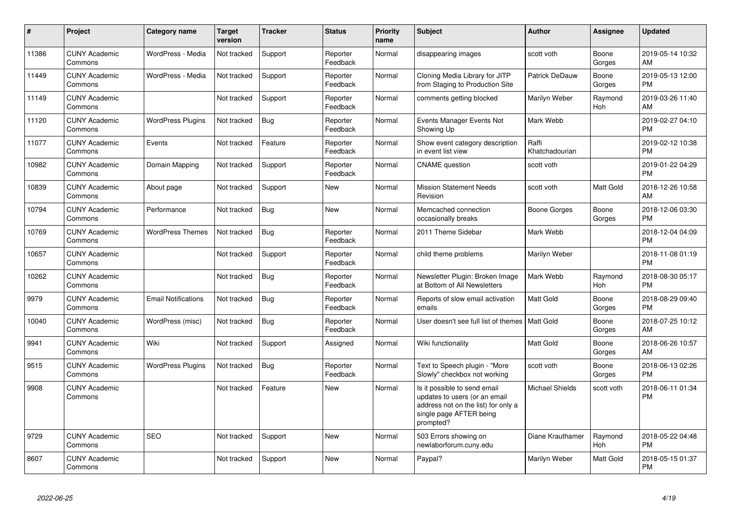| # | Project | Category name | Target version | Tracker | Status | Priority name | Subject | Author | Assignee | Updated |
|---|---|---|---|---|---|---|---|---|---|---|
| 11386 | CUNY Academic Commons | WordPress - Media | Not tracked | Support | Reporter Feedback | Normal | disappearing images | scott voth | Boone Gorges | 2019-05-14 10:32 AM |
| 11449 | CUNY Academic Commons | WordPress - Media | Not tracked | Support | Reporter Feedback | Normal | Cloning Media Library for JITP from Staging to Production Site | Patrick DeDauw | Boone Gorges | 2019-05-13 12:00 PM |
| 11149 | CUNY Academic Commons | | Not tracked | Support | Reporter Feedback | Normal | comments getting blocked | Marilyn Weber | Raymond Hoh | 2019-03-26 11:40 AM |
| 11120 | CUNY Academic Commons | WordPress Plugins | Not tracked | Bug | Reporter Feedback | Normal | Events Manager Events Not Showing Up | Mark Webb | | 2019-02-27 04:10 PM |
| 11077 | CUNY Academic Commons | Events | Not tracked | Feature | Reporter Feedback | Normal | Show event category description in event list view | Raffi Khatchadourian | | 2019-02-12 10:38 PM |
| 10982 | CUNY Academic Commons | Domain Mapping | Not tracked | Support | Reporter Feedback | Normal | CNAME question | scott voth | | 2019-01-22 04:29 PM |
| 10839 | CUNY Academic Commons | About page | Not tracked | Support | New | Normal | Mission Statement Needs Revision | scott voth | Matt Gold | 2018-12-26 10:58 AM |
| 10794 | CUNY Academic Commons | Performance | Not tracked | Bug | New | Normal | Memcached connection occasionally breaks | Boone Gorges | Boone Gorges | 2018-12-06 03:30 PM |
| 10769 | CUNY Academic Commons | WordPress Themes | Not tracked | Bug | Reporter Feedback | Normal | 2011 Theme Sidebar | Mark Webb | | 2018-12-04 04:09 PM |
| 10657 | CUNY Academic Commons | | Not tracked | Support | Reporter Feedback | Normal | child theme problems | Marilyn Weber | | 2018-11-08 01:19 PM |
| 10262 | CUNY Academic Commons | | Not tracked | Bug | Reporter Feedback | Normal | Newsletter Plugin: Broken Image at Bottom of All Newsletters | Mark Webb | Raymond Hoh | 2018-08-30 05:17 PM |
| 9979 | CUNY Academic Commons | Email Notifications | Not tracked | Bug | Reporter Feedback | Normal | Reports of slow email activation emails | Matt Gold | Boone Gorges | 2018-08-29 09:40 PM |
| 10040 | CUNY Academic Commons | WordPress (misc) | Not tracked | Bug | Reporter Feedback | Normal | User doesn't see full list of themes | Matt Gold | Boone Gorges | 2018-07-25 10:12 AM |
| 9941 | CUNY Academic Commons | Wiki | Not tracked | Support | Assigned | Normal | Wiki functionality | Matt Gold | Boone Gorges | 2018-06-26 10:57 AM |
| 9515 | CUNY Academic Commons | WordPress Plugins | Not tracked | Bug | Reporter Feedback | Normal | Text to Speech plugin - "More Slowly" checkbox not working | scott voth | Boone Gorges | 2018-06-13 02:26 PM |
| 9908 | CUNY Academic Commons | | Not tracked | Feature | New | Normal | Is it possible to send email updates to users (or an email address not on the list) for only a single page AFTER being prompted? | Michael Shields | scott voth | 2018-06-11 01:34 PM |
| 9729 | CUNY Academic Commons | SEO | Not tracked | Support | New | Normal | 503 Errors showing on newlaborforum.cuny.edu | Diane Krauthamer | Raymond Hoh | 2018-05-22 04:48 PM |
| 8607 | CUNY Academic Commons | | Not tracked | Support | New | Normal | Paypal? | Marilyn Weber | Matt Gold | 2018-05-15 01:37 PM |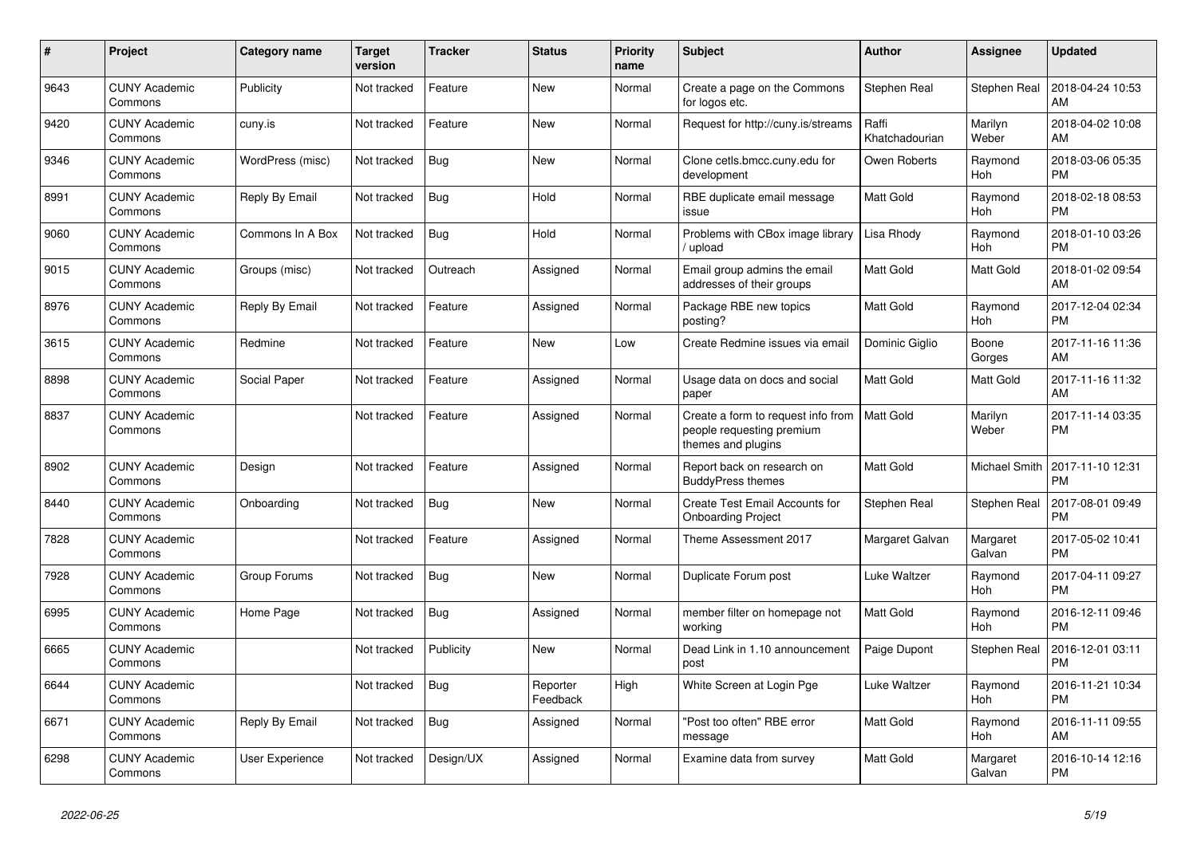| # | Project | Category name | Target version | Tracker | Status | Priority name | Subject | Author | Assignee | Updated |
|---|---|---|---|---|---|---|---|---|---|---|
| 9643 | CUNY Academic Commons | Publicity | Not tracked | Feature | New | Normal | Create a page on the Commons for logos etc. | Stephen Real | Stephen Real | 2018-04-24 10:53 AM |
| 9420 | CUNY Academic Commons | cuny.is | Not tracked | Feature | New | Normal | Request for http://cuny.is/streams | Raffi Khatchadourian | Marilyn Weber | 2018-04-02 10:08 AM |
| 9346 | CUNY Academic Commons | WordPress (misc) | Not tracked | Bug | New | Normal | Clone cetls.bmcc.cuny.edu for development | Owen Roberts | Raymond Hoh | 2018-03-06 05:35 PM |
| 8991 | CUNY Academic Commons | Reply By Email | Not tracked | Bug | Hold | Normal | RBE duplicate email message issue | Matt Gold | Raymond Hoh | 2018-02-18 08:53 PM |
| 9060 | CUNY Academic Commons | Commons In A Box | Not tracked | Bug | Hold | Normal | Problems with CBox image library / upload | Lisa Rhody | Raymond Hoh | 2018-01-10 03:26 PM |
| 9015 | CUNY Academic Commons | Groups (misc) | Not tracked | Outreach | Assigned | Normal | Email group admins the email addresses of their groups | Matt Gold | Matt Gold | 2018-01-02 09:54 AM |
| 8976 | CUNY Academic Commons | Reply By Email | Not tracked | Feature | Assigned | Normal | Package RBE new topics posting? | Matt Gold | Raymond Hoh | 2017-12-04 02:34 PM |
| 3615 | CUNY Academic Commons | Redmine | Not tracked | Feature | New | Low | Create Redmine issues via email | Dominic Giglio | Boone Gorges | 2017-11-16 11:36 AM |
| 8898 | CUNY Academic Commons | Social Paper | Not tracked | Feature | Assigned | Normal | Usage data on docs and social paper | Matt Gold | Matt Gold | 2017-11-16 11:32 AM |
| 8837 | CUNY Academic Commons | | Not tracked | Feature | Assigned | Normal | Create a form to request info from people requesting premium themes and plugins | Matt Gold | Marilyn Weber | 2017-11-14 03:35 PM |
| 8902 | CUNY Academic Commons | Design | Not tracked | Feature | Assigned | Normal | Report back on research on BuddyPress themes | Matt Gold | Michael Smith | 2017-11-10 12:31 PM |
| 8440 | CUNY Academic Commons | Onboarding | Not tracked | Bug | New | Normal | Create Test Email Accounts for Onboarding Project | Stephen Real | Stephen Real | 2017-08-01 09:49 PM |
| 7828 | CUNY Academic Commons | | Not tracked | Feature | Assigned | Normal | Theme Assessment 2017 | Margaret Galvan | Margaret Galvan | 2017-05-02 10:41 PM |
| 7928 | CUNY Academic Commons | Group Forums | Not tracked | Bug | New | Normal | Duplicate Forum post | Luke Waltzer | Raymond Hoh | 2017-04-11 09:27 PM |
| 6995 | CUNY Academic Commons | Home Page | Not tracked | Bug | Assigned | Normal | member filter on homepage not working | Matt Gold | Raymond Hoh | 2016-12-11 09:46 PM |
| 6665 | CUNY Academic Commons | | Not tracked | Publicity | New | Normal | Dead Link in 1.10 announcement post | Paige Dupont | Stephen Real | 2016-12-01 03:11 PM |
| 6644 | CUNY Academic Commons | | Not tracked | Bug | Reporter Feedback | High | White Screen at Login Pge | Luke Waltzer | Raymond Hoh | 2016-11-21 10:34 PM |
| 6671 | CUNY Academic Commons | Reply By Email | Not tracked | Bug | Assigned | Normal | "Post too often" RBE error message | Matt Gold | Raymond Hoh | 2016-11-11 09:55 AM |
| 6298 | CUNY Academic Commons | User Experience | Not tracked | Design/UX | Assigned | Normal | Examine data from survey | Matt Gold | Margaret Galvan | 2016-10-14 12:16 PM |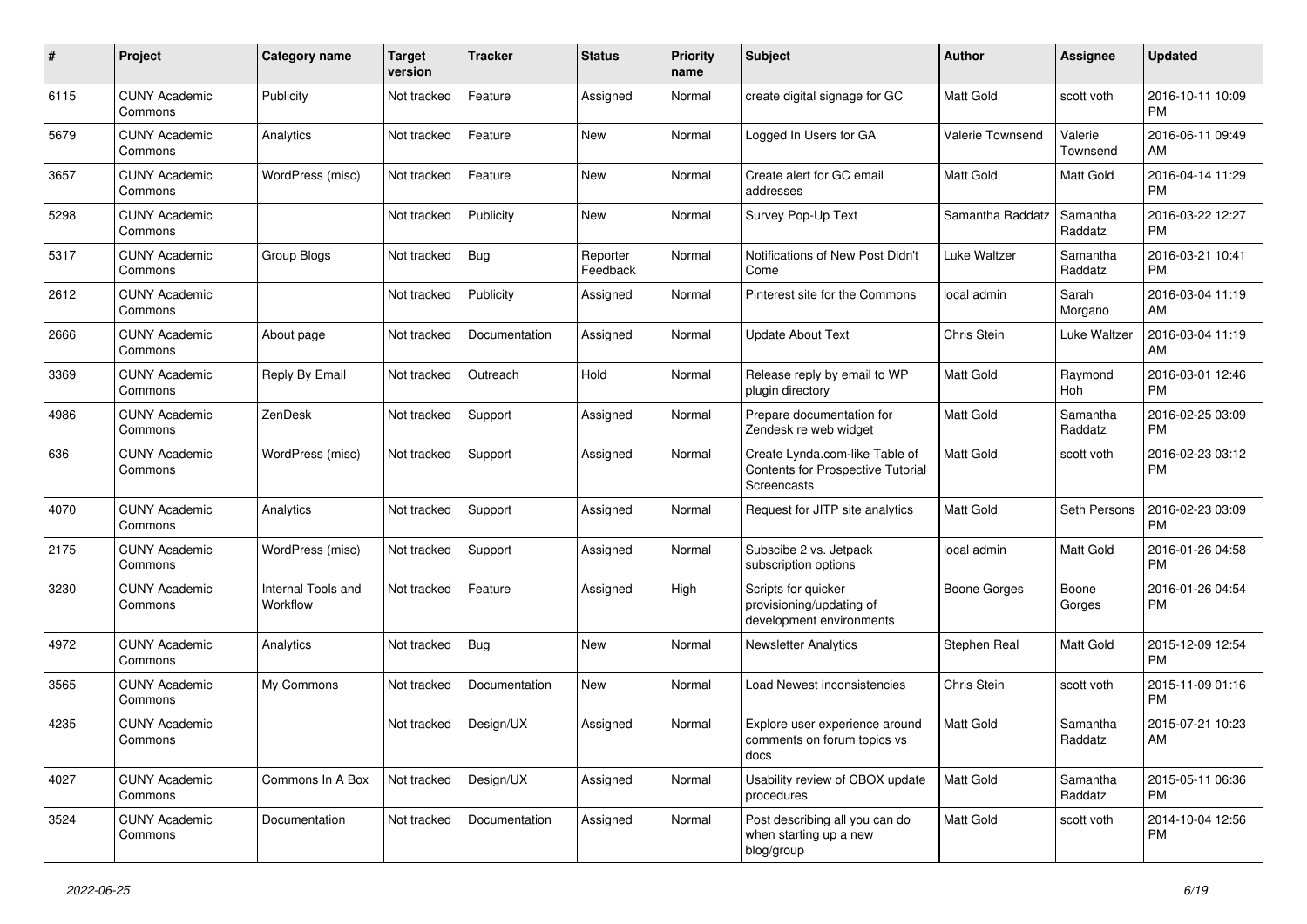| # | Project | Category name | Target version | Tracker | Status | Priority name | Subject | Author | Assignee | Updated |
|---|---|---|---|---|---|---|---|---|---|---|
| 6115 | CUNY Academic Commons | Publicity | Not tracked | Feature | Assigned | Normal | create digital signage for GC | Matt Gold | scott voth | 2016-10-11 10:09 PM |
| 5679 | CUNY Academic Commons | Analytics | Not tracked | Feature | New | Normal | Logged In Users for GA | Valerie Townsend | Valerie Townsend | 2016-06-11 09:49 AM |
| 3657 | CUNY Academic Commons | WordPress (misc) | Not tracked | Feature | New | Normal | Create alert for GC email addresses | Matt Gold | Matt Gold | 2016-04-14 11:29 PM |
| 5298 | CUNY Academic Commons | | Not tracked | Publicity | New | Normal | Survey Pop-Up Text | Samantha Raddatz | Samantha Raddatz | 2016-03-22 12:27 PM |
| 5317 | CUNY Academic Commons | Group Blogs | Not tracked | Bug | Reporter Feedback | Normal | Notifications of New Post Didn't Come | Luke Waltzer | Samantha Raddatz | 2016-03-21 10:41 PM |
| 2612 | CUNY Academic Commons | | Not tracked | Publicity | Assigned | Normal | Pinterest site for the Commons | local admin | Sarah Morgano | 2016-03-04 11:19 AM |
| 2666 | CUNY Academic Commons | About page | Not tracked | Documentation | Assigned | Normal | Update About Text | Chris Stein | Luke Waltzer | 2016-03-04 11:19 AM |
| 3369 | CUNY Academic Commons | Reply By Email | Not tracked | Outreach | Hold | Normal | Release reply by email to WP plugin directory | Matt Gold | Raymond Hoh | 2016-03-01 12:46 PM |
| 4986 | CUNY Academic Commons | ZenDesk | Not tracked | Support | Assigned | Normal | Prepare documentation for Zendesk re web widget | Matt Gold | Samantha Raddatz | 2016-02-25 03:09 PM |
| 636 | CUNY Academic Commons | WordPress (misc) | Not tracked | Support | Assigned | Normal | Create Lynda.com-like Table of Contents for Prospective Tutorial Screencasts | Matt Gold | scott voth | 2016-02-23 03:12 PM |
| 4070 | CUNY Academic Commons | Analytics | Not tracked | Support | Assigned | Normal | Request for JITP site analytics | Matt Gold | Seth Persons | 2016-02-23 03:09 PM |
| 2175 | CUNY Academic Commons | WordPress (misc) | Not tracked | Support | Assigned | Normal | Subscibe 2 vs. Jetpack subscription options | local admin | Matt Gold | 2016-01-26 04:58 PM |
| 3230 | CUNY Academic Commons | Internal Tools and Workflow | Not tracked | Feature | Assigned | High | Scripts for quicker provisioning/updating of development environments | Boone Gorges | Boone Gorges | 2016-01-26 04:54 PM |
| 4972 | CUNY Academic Commons | Analytics | Not tracked | Bug | New | Normal | Newsletter Analytics | Stephen Real | Matt Gold | 2015-12-09 12:54 PM |
| 3565 | CUNY Academic Commons | My Commons | Not tracked | Documentation | New | Normal | Load Newest inconsistencies | Chris Stein | scott voth | 2015-11-09 01:16 PM |
| 4235 | CUNY Academic Commons | | Not tracked | Design/UX | Assigned | Normal | Explore user experience around comments on forum topics vs docs | Matt Gold | Samantha Raddatz | 2015-07-21 10:23 AM |
| 4027 | CUNY Academic Commons | Commons In A Box | Not tracked | Design/UX | Assigned | Normal | Usability review of CBOX update procedures | Matt Gold | Samantha Raddatz | 2015-05-11 06:36 PM |
| 3524 | CUNY Academic Commons | Documentation | Not tracked | Documentation | Assigned | Normal | Post describing all you can do when starting up a new blog/group | Matt Gold | scott voth | 2014-10-04 12:56 PM |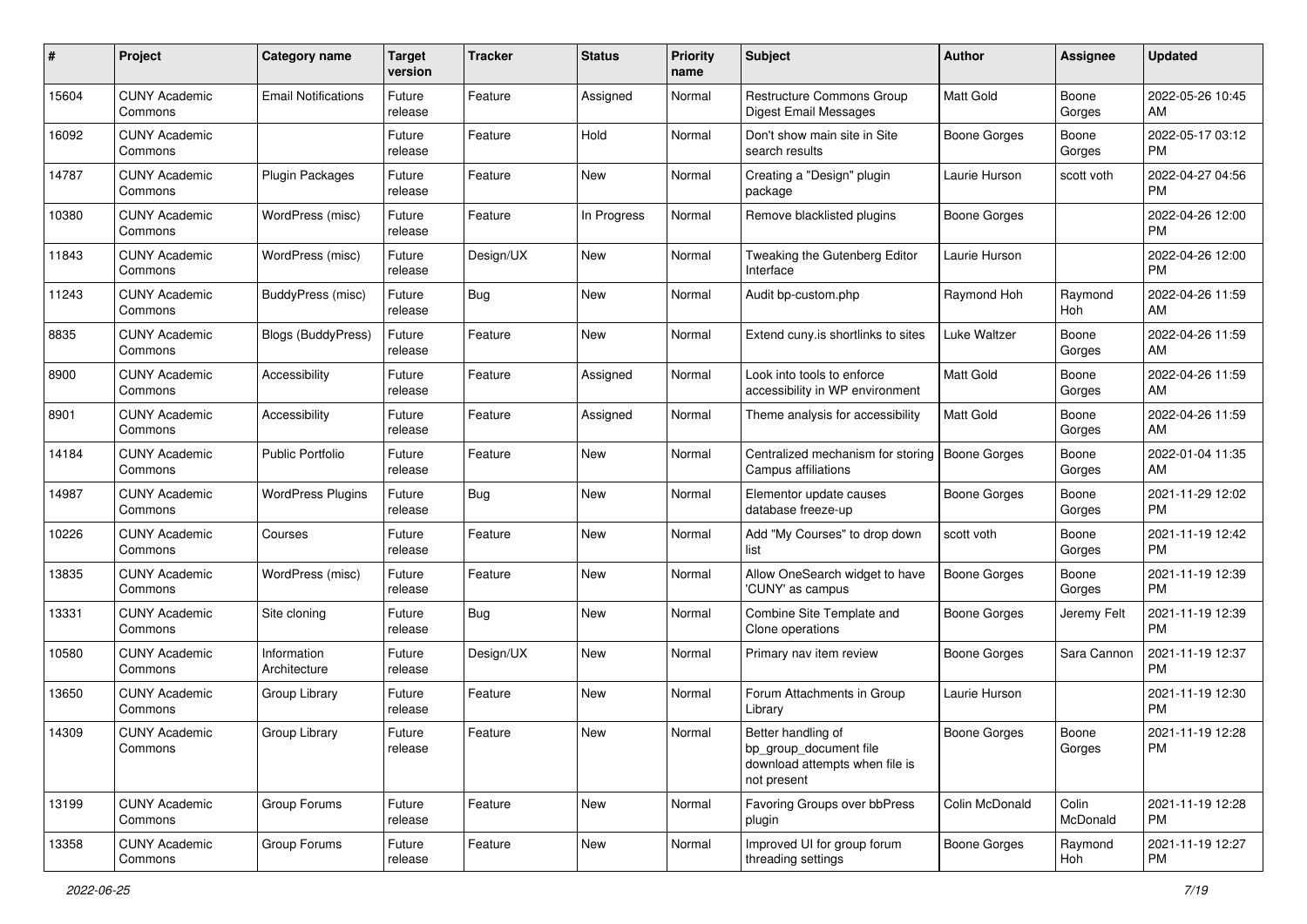| # | Project | Category name | Target version | Tracker | Status | Priority name | Subject | Author | Assignee | Updated |
|---|---|---|---|---|---|---|---|---|---|---|
| 15604 | CUNY Academic Commons | Email Notifications | Future release | Feature | Assigned | Normal | Restructure Commons Group Digest Email Messages | Matt Gold | Boone Gorges | 2022-05-26 10:45 AM |
| 16092 | CUNY Academic Commons | | Future release | Feature | Hold | Normal | Don't show main site in Site search results | Boone Gorges | Boone Gorges | 2022-05-17 03:12 PM |
| 14787 | CUNY Academic Commons | Plugin Packages | Future release | Feature | New | Normal | Creating a "Design" plugin package | Laurie Hurson | scott voth | 2022-04-27 04:56 PM |
| 10380 | CUNY Academic Commons | WordPress (misc) | Future release | Feature | In Progress | Normal | Remove blacklisted plugins | Boone Gorges | | 2022-04-26 12:00 PM |
| 11843 | CUNY Academic Commons | WordPress (misc) | Future release | Design/UX | New | Normal | Tweaking the Gutenberg Editor Interface | Laurie Hurson | | 2022-04-26 12:00 PM |
| 11243 | CUNY Academic Commons | BuddyPress (misc) | Future release | Bug | New | Normal | Audit bp-custom.php | Raymond Hoh | Raymond Hoh | 2022-04-26 11:59 AM |
| 8835 | CUNY Academic Commons | Blogs (BuddyPress) | Future release | Feature | New | Normal | Extend cuny.is shortlinks to sites | Luke Waltzer | Boone Gorges | 2022-04-26 11:59 AM |
| 8900 | CUNY Academic Commons | Accessibility | Future release | Feature | Assigned | Normal | Look into tools to enforce accessibility in WP environment | Matt Gold | Boone Gorges | 2022-04-26 11:59 AM |
| 8901 | CUNY Academic Commons | Accessibility | Future release | Feature | Assigned | Normal | Theme analysis for accessibility | Matt Gold | Boone Gorges | 2022-04-26 11:59 AM |
| 14184 | CUNY Academic Commons | Public Portfolio | Future release | Feature | New | Normal | Centralized mechanism for storing Campus affiliations | Boone Gorges | Boone Gorges | 2022-01-04 11:35 AM |
| 14987 | CUNY Academic Commons | WordPress Plugins | Future release | Bug | New | Normal | Elementor update causes database freeze-up | Boone Gorges | Boone Gorges | 2021-11-29 12:02 PM |
| 10226 | CUNY Academic Commons | Courses | Future release | Feature | New | Normal | Add "My Courses" to drop down list | scott voth | Boone Gorges | 2021-11-19 12:42 PM |
| 13835 | CUNY Academic Commons | WordPress (misc) | Future release | Feature | New | Normal | Allow OneSearch widget to have 'CUNY' as campus | Boone Gorges | Boone Gorges | 2021-11-19 12:39 PM |
| 13331 | CUNY Academic Commons | Site cloning | Future release | Bug | New | Normal | Combine Site Template and Clone operations | Boone Gorges | Jeremy Felt | 2021-11-19 12:39 PM |
| 10580 | CUNY Academic Commons | Information Architecture | Future release | Design/UX | New | Normal | Primary nav item review | Boone Gorges | Sara Cannon | 2021-11-19 12:37 PM |
| 13650 | CUNY Academic Commons | Group Library | Future release | Feature | New | Normal | Forum Attachments in Group Library | Laurie Hurson | | 2021-11-19 12:30 PM |
| 14309 | CUNY Academic Commons | Group Library | Future release | Feature | New | Normal | Better handling of bp_group_document file download attempts when file is not present | Boone Gorges | Boone Gorges | 2021-11-19 12:28 PM |
| 13199 | CUNY Academic Commons | Group Forums | Future release | Feature | New | Normal | Favoring Groups over bbPress plugin | Colin McDonald | Colin McDonald | 2021-11-19 12:28 PM |
| 13358 | CUNY Academic Commons | Group Forums | Future release | Feature | New | Normal | Improved UI for group forum threading settings | Boone Gorges | Raymond Hoh | 2021-11-19 12:27 PM |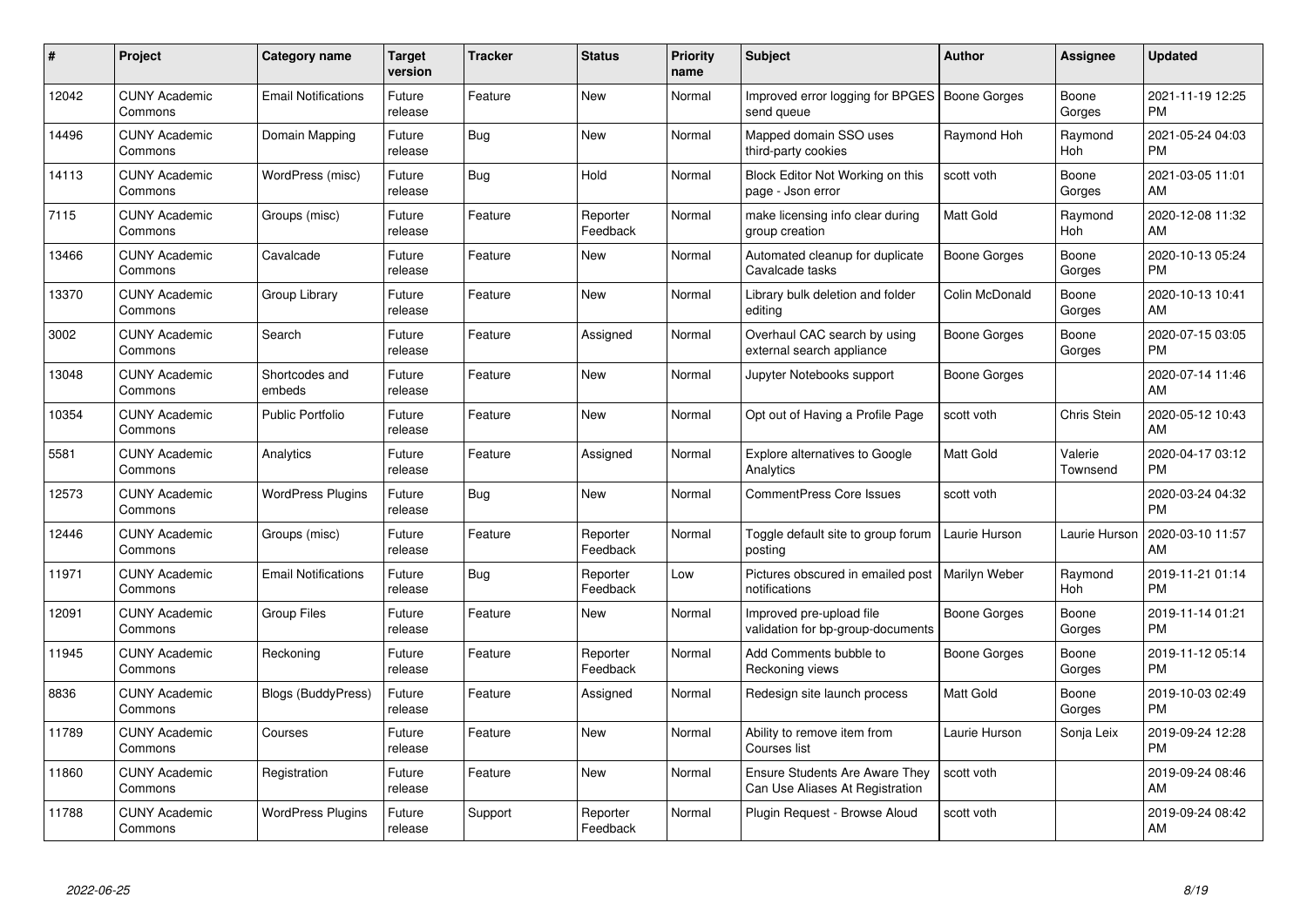| # | Project | Category name | Target version | Tracker | Status | Priority name | Subject | Author | Assignee | Updated |
|---|---|---|---|---|---|---|---|---|---|---|
| 12042 | CUNY Academic Commons | Email Notifications | Future release | Feature | New | Normal | Improved error logging for BPGES send queue | Boone Gorges | Boone Gorges | 2021-11-19 12:25 PM |
| 14496 | CUNY Academic Commons | Domain Mapping | Future release | Bug | New | Normal | Mapped domain SSO uses third-party cookies | Raymond Hoh | Raymond Hoh | 2021-05-24 04:03 PM |
| 14113 | CUNY Academic Commons | WordPress (misc) | Future release | Bug | Hold | Normal | Block Editor Not Working on this page - Json error | scott voth | Boone Gorges | 2021-03-05 11:01 AM |
| 7115 | CUNY Academic Commons | Groups (misc) | Future release | Feature | Reporter Feedback | Normal | make licensing info clear during group creation | Matt Gold | Raymond Hoh | 2020-12-08 11:32 AM |
| 13466 | CUNY Academic Commons | Cavalcade | Future release | Feature | New | Normal | Automated cleanup for duplicate Cavalcade tasks | Boone Gorges | Boone Gorges | 2020-10-13 05:24 PM |
| 13370 | CUNY Academic Commons | Group Library | Future release | Feature | New | Normal | Library bulk deletion and folder editing | Colin McDonald | Boone Gorges | 2020-10-13 10:41 AM |
| 3002 | CUNY Academic Commons | Search | Future release | Feature | Assigned | Normal | Overhaul CAC search by using external search appliance | Boone Gorges | Boone Gorges | 2020-07-15 03:05 PM |
| 13048 | CUNY Academic Commons | Shortcodes and embeds | Future release | Feature | New | Normal | Jupyter Notebooks support | Boone Gorges | | 2020-07-14 11:46 AM |
| 10354 | CUNY Academic Commons | Public Portfolio | Future release | Feature | New | Normal | Opt out of Having a Profile Page | scott voth | Chris Stein | 2020-05-12 10:43 AM |
| 5581 | CUNY Academic Commons | Analytics | Future release | Feature | Assigned | Normal | Explore alternatives to Google Analytics | Matt Gold | Valerie Townsend | 2020-04-17 03:12 PM |
| 12573 | CUNY Academic Commons | WordPress Plugins | Future release | Bug | New | Normal | CommentPress Core Issues | scott voth | | 2020-03-24 04:32 PM |
| 12446 | CUNY Academic Commons | Groups (misc) | Future release | Feature | Reporter Feedback | Normal | Toggle default site to group forum posting | Laurie Hurson | Laurie Hurson | 2020-03-10 11:57 AM |
| 11971 | CUNY Academic Commons | Email Notifications | Future release | Bug | Reporter Feedback | Low | Pictures obscured in emailed post notifications | Marilyn Weber | Raymond Hoh | 2019-11-21 01:14 PM |
| 12091 | CUNY Academic Commons | Group Files | Future release | Feature | New | Normal | Improved pre-upload file validation for bp-group-documents | Boone Gorges | Boone Gorges | 2019-11-14 01:21 PM |
| 11945 | CUNY Academic Commons | Reckoning | Future release | Feature | Reporter Feedback | Normal | Add Comments bubble to Reckoning views | Boone Gorges | Boone Gorges | 2019-11-12 05:14 PM |
| 8836 | CUNY Academic Commons | Blogs (BuddyPress) | Future release | Feature | Assigned | Normal | Redesign site launch process | Matt Gold | Boone Gorges | 2019-10-03 02:49 PM |
| 11789 | CUNY Academic Commons | Courses | Future release | Feature | New | Normal | Ability to remove item from Courses list | Laurie Hurson | Sonja Leix | 2019-09-24 12:28 PM |
| 11860 | CUNY Academic Commons | Registration | Future release | Feature | New | Normal | Ensure Students Are Aware They Can Use Aliases At Registration | scott voth | | 2019-09-24 08:46 AM |
| 11788 | CUNY Academic Commons | WordPress Plugins | Future release | Support | Reporter Feedback | Normal | Plugin Request - Browse Aloud | scott voth | | 2019-09-24 08:42 AM |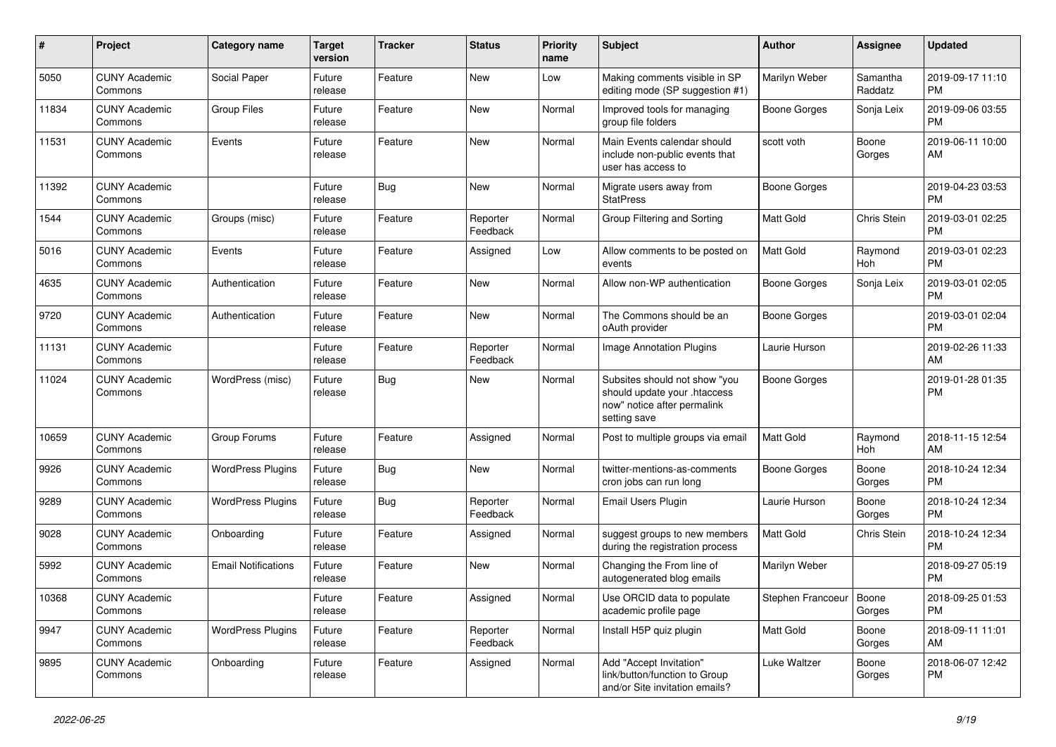| # | Project | Category name | Target version | Tracker | Status | Priority name | Subject | Author | Assignee | Updated |
|---|---|---|---|---|---|---|---|---|---|---|
| 5050 | CUNY Academic Commons | Social Paper | Future release | Feature | New | Low | Making comments visible in SP editing mode (SP suggestion #1) | Marilyn Weber | Samantha Raddatz | 2019-09-17 11:10 PM |
| 11834 | CUNY Academic Commons | Group Files | Future release | Feature | New | Normal | Improved tools for managing group file folders | Boone Gorges | Sonja Leix | 2019-09-06 03:55 PM |
| 11531 | CUNY Academic Commons | Events | Future release | Feature | New | Normal | Main Events calendar should include non-public events that user has access to | scott voth | Boone Gorges | 2019-06-11 10:00 AM |
| 11392 | CUNY Academic Commons | | Future release | Bug | New | Normal | Migrate users away from StatPress | Boone Gorges | | 2019-04-23 03:53 PM |
| 1544 | CUNY Academic Commons | Groups (misc) | Future release | Feature | Reporter Feedback | Normal | Group Filtering and Sorting | Matt Gold | Chris Stein | 2019-03-01 02:25 PM |
| 5016 | CUNY Academic Commons | Events | Future release | Feature | Assigned | Low | Allow comments to be posted on events | Matt Gold | Raymond Hoh | 2019-03-01 02:23 PM |
| 4635 | CUNY Academic Commons | Authentication | Future release | Feature | New | Normal | Allow non-WP authentication | Boone Gorges | Sonja Leix | 2019-03-01 02:05 PM |
| 9720 | CUNY Academic Commons | Authentication | Future release | Feature | New | Normal | The Commons should be an oAuth provider | Boone Gorges | | 2019-03-01 02:04 PM |
| 11131 | CUNY Academic Commons | | Future release | Feature | Reporter Feedback | Normal | Image Annotation Plugins | Laurie Hurson | | 2019-02-26 11:33 AM |
| 11024 | CUNY Academic Commons | WordPress (misc) | Future release | Bug | New | Normal | Subsites should not show "you should update your .htaccess now" notice after permalink setting save | Boone Gorges | | 2019-01-28 01:35 PM |
| 10659 | CUNY Academic Commons | Group Forums | Future release | Feature | Assigned | Normal | Post to multiple groups via email | Matt Gold | Raymond Hoh | 2018-11-15 12:54 AM |
| 9926 | CUNY Academic Commons | WordPress Plugins | Future release | Bug | New | Normal | twitter-mentions-as-comments cron jobs can run long | Boone Gorges | Boone Gorges | 2018-10-24 12:34 PM |
| 9289 | CUNY Academic Commons | WordPress Plugins | Future release | Bug | Reporter Feedback | Normal | Email Users Plugin | Laurie Hurson | Boone Gorges | 2018-10-24 12:34 PM |
| 9028 | CUNY Academic Commons | Onboarding | Future release | Feature | Assigned | Normal | suggest groups to new members during the registration process | Matt Gold | Chris Stein | 2018-10-24 12:34 PM |
| 5992 | CUNY Academic Commons | Email Notifications | Future release | Feature | New | Normal | Changing the From line of autogenerated blog emails | Marilyn Weber | | 2018-09-27 05:19 PM |
| 10368 | CUNY Academic Commons | | Future release | Feature | Assigned | Normal | Use ORCID data to populate academic profile page | Stephen Francoeur | Boone Gorges | 2018-09-25 01:53 PM |
| 9947 | CUNY Academic Commons | WordPress Plugins | Future release | Feature | Reporter Feedback | Normal | Install H5P quiz plugin | Matt Gold | Boone Gorges | 2018-09-11 11:01 AM |
| 9895 | CUNY Academic Commons | Onboarding | Future release | Feature | Assigned | Normal | Add "Accept Invitation" link/button/function to Group and/or Site invitation emails? | Luke Waltzer | Boone Gorges | 2018-06-07 12:42 PM |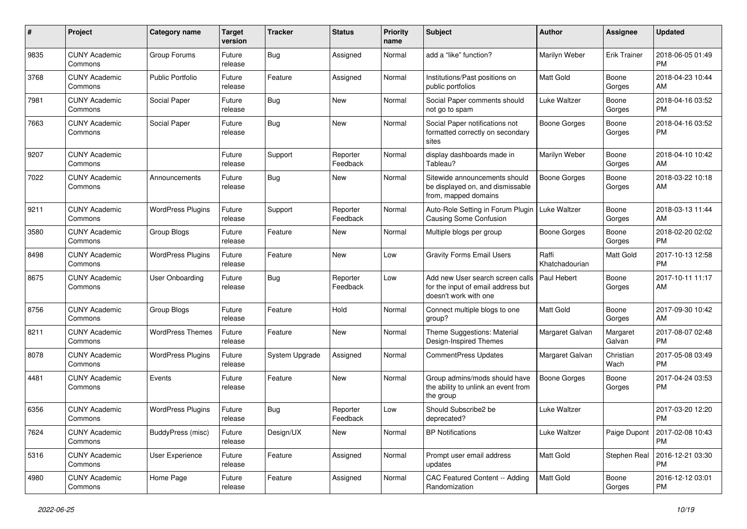| # | Project | Category name | Target version | Tracker | Status | Priority name | Subject | Author | Assignee | Updated |
|---|---|---|---|---|---|---|---|---|---|---|
| 9835 | CUNY Academic Commons | Group Forums | Future release | Bug | Assigned | Normal | add a “like” function? | Marilyn Weber | Erik Trainer | 2018-06-05 01:49 PM |
| 3768 | CUNY Academic Commons | Public Portfolio | Future release | Feature | Assigned | Normal | Institutions/Past positions on public portfolios | Matt Gold | Boone Gorges | 2018-04-23 10:44 AM |
| 7981 | CUNY Academic Commons | Social Paper | Future release | Bug | New | Normal | Social Paper comments should not go to spam | Luke Waltzer | Boone Gorges | 2018-04-16 03:52 PM |
| 7663 | CUNY Academic Commons | Social Paper | Future release | Bug | New | Normal | Social Paper notifications not formatted correctly on secondary sites | Boone Gorges | Boone Gorges | 2018-04-16 03:52 PM |
| 9207 | CUNY Academic Commons | | Future release | Support | Reporter Feedback | Normal | display dashboards made in Tableau? | Marilyn Weber | Boone Gorges | 2018-04-10 10:42 AM |
| 7022 | CUNY Academic Commons | Announcements | Future release | Bug | New | Normal | Sitewide announcements should be displayed on, and dismissable from, mapped domains | Boone Gorges | Boone Gorges | 2018-03-22 10:18 AM |
| 9211 | CUNY Academic Commons | WordPress Plugins | Future release | Support | Reporter Feedback | Normal | Auto-Role Setting in Forum Plugin Causing Some Confusion | Luke Waltzer | Boone Gorges | 2018-03-13 11:44 AM |
| 3580 | CUNY Academic Commons | Group Blogs | Future release | Feature | New | Normal | Multiple blogs per group | Boone Gorges | Boone Gorges | 2018-02-20 02:02 PM |
| 8498 | CUNY Academic Commons | WordPress Plugins | Future release | Feature | New | Low | Gravity Forms Email Users | Raffi Khatchadourian | Matt Gold | 2017-10-13 12:58 PM |
| 8675 | CUNY Academic Commons | User Onboarding | Future release | Bug | Reporter Feedback | Low | Add new User search screen calls for the input of email address but doesn't work with one | Paul Hebert | Boone Gorges | 2017-10-11 11:17 AM |
| 8756 | CUNY Academic Commons | Group Blogs | Future release | Feature | Hold | Normal | Connect multiple blogs to one group? | Matt Gold | Boone Gorges | 2017-09-30 10:42 AM |
| 8211 | CUNY Academic Commons | WordPress Themes | Future release | Feature | New | Normal | Theme Suggestions: Material Design-Inspired Themes | Margaret Galvan | Margaret Galvan | 2017-08-07 02:48 PM |
| 8078 | CUNY Academic Commons | WordPress Plugins | Future release | System Upgrade | Assigned | Normal | CommentPress Updates | Margaret Galvan | Christian Wach | 2017-05-08 03:49 PM |
| 4481 | CUNY Academic Commons | Events | Future release | Feature | New | Normal | Group admins/mods should have the ability to unlink an event from the group | Boone Gorges | Boone Gorges | 2017-04-24 03:53 PM |
| 6356 | CUNY Academic Commons | WordPress Plugins | Future release | Bug | Reporter Feedback | Low | Should Subscribe2 be deprecated? | Luke Waltzer | | 2017-03-20 12:20 PM |
| 7624 | CUNY Academic Commons | BuddyPress (misc) | Future release | Design/UX | New | Normal | BP Notifications | Luke Waltzer | Paige Dupont | 2017-02-08 10:43 PM |
| 5316 | CUNY Academic Commons | User Experience | Future release | Feature | Assigned | Normal | Prompt user email address updates | Matt Gold | Stephen Real | 2016-12-21 03:30 PM |
| 4980 | CUNY Academic Commons | Home Page | Future release | Feature | Assigned | Normal | CAC Featured Content -- Adding Randomization | Matt Gold | Boone Gorges | 2016-12-12 03:01 PM |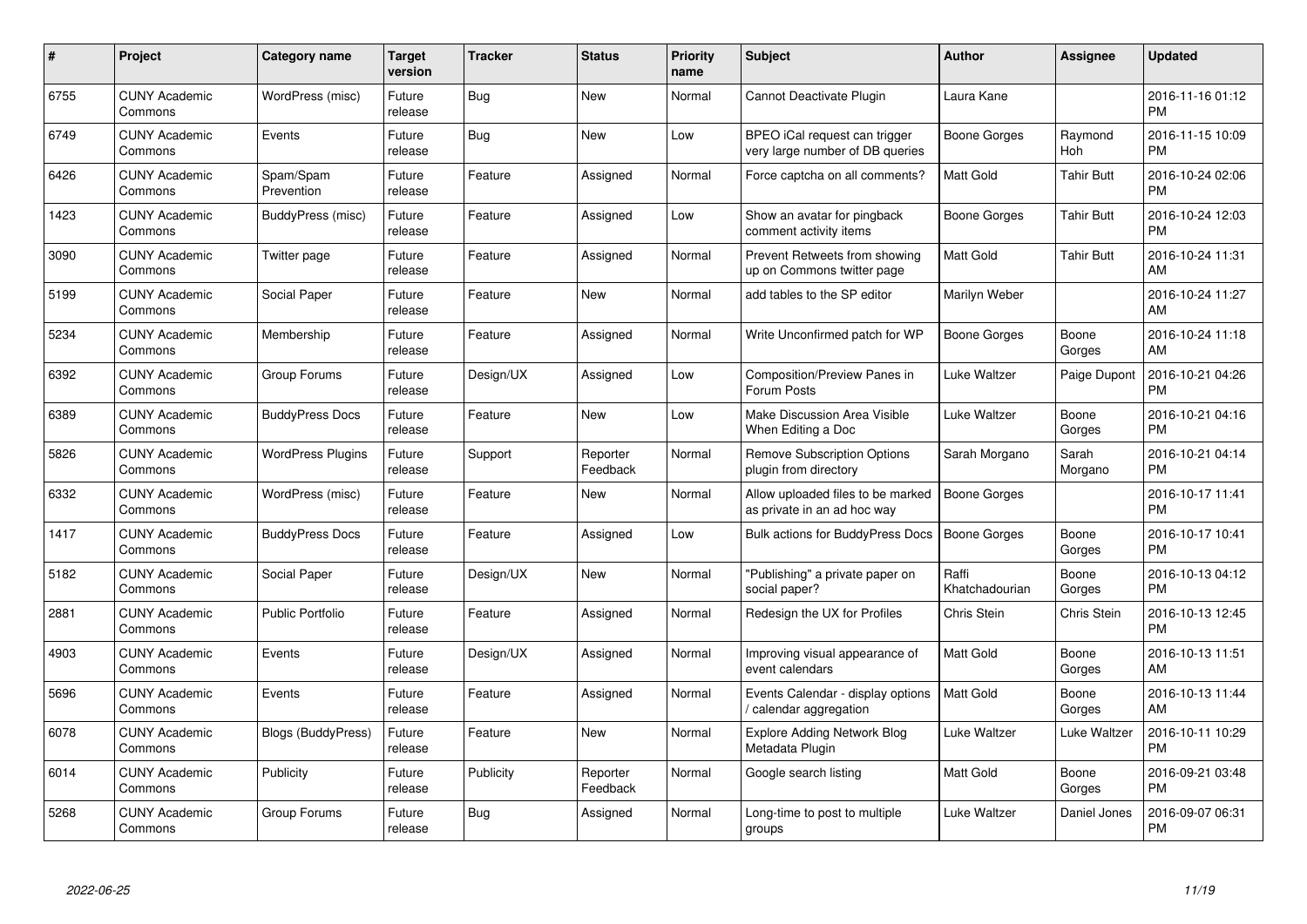| # | Project | Category name | Target version | Tracker | Status | Priority name | Subject | Author | Assignee | Updated |
|---|---|---|---|---|---|---|---|---|---|---|
| 6755 | CUNY Academic Commons | WordPress (misc) | Future release | Bug | New | Normal | Cannot Deactivate Plugin | Laura Kane | | 2016-11-16 01:12 PM |
| 6749 | CUNY Academic Commons | Events | Future release | Bug | New | Low | BPEO iCal request can trigger very large number of DB queries | Boone Gorges | Raymond Hoh | 2016-11-15 10:09 PM |
| 6426 | CUNY Academic Commons | Spam/Spam Prevention | Future release | Feature | Assigned | Normal | Force captcha on all comments? | Matt Gold | Tahir Butt | 2016-10-24 02:06 PM |
| 1423 | CUNY Academic Commons | BuddyPress (misc) | Future release | Feature | Assigned | Low | Show an avatar for pingback comment activity items | Boone Gorges | Tahir Butt | 2016-10-24 12:03 PM |
| 3090 | CUNY Academic Commons | Twitter page | Future release | Feature | Assigned | Normal | Prevent Retweets from showing up on Commons twitter page | Matt Gold | Tahir Butt | 2016-10-24 11:31 AM |
| 5199 | CUNY Academic Commons | Social Paper | Future release | Feature | New | Normal | add tables to the SP editor | Marilyn Weber | | 2016-10-24 11:27 AM |
| 5234 | CUNY Academic Commons | Membership | Future release | Feature | Assigned | Normal | Write Unconfirmed patch for WP | Boone Gorges | Boone Gorges | 2016-10-24 11:18 AM |
| 6392 | CUNY Academic Commons | Group Forums | Future release | Design/UX | Assigned | Low | Composition/Preview Panes in Forum Posts | Luke Waltzer | Paige Dupont | 2016-10-21 04:26 PM |
| 6389 | CUNY Academic Commons | BuddyPress Docs | Future release | Feature | New | Low | Make Discussion Area Visible When Editing a Doc | Luke Waltzer | Boone Gorges | 2016-10-21 04:16 PM |
| 5826 | CUNY Academic Commons | WordPress Plugins | Future release | Support | Reporter Feedback | Normal | Remove Subscription Options plugin from directory | Sarah Morgano | Sarah Morgano | 2016-10-21 04:14 PM |
| 6332 | CUNY Academic Commons | WordPress (misc) | Future release | Feature | New | Normal | Allow uploaded files to be marked as private in an ad hoc way | Boone Gorges | | 2016-10-17 11:41 PM |
| 1417 | CUNY Academic Commons | BuddyPress Docs | Future release | Feature | Assigned | Low | Bulk actions for BuddyPress Docs | Boone Gorges | Boone Gorges | 2016-10-17 10:41 PM |
| 5182 | CUNY Academic Commons | Social Paper | Future release | Design/UX | New | Normal | "Publishing" a private paper on social paper? | Raffi Khatchadourian | Boone Gorges | 2016-10-13 04:12 PM |
| 2881 | CUNY Academic Commons | Public Portfolio | Future release | Feature | Assigned | Normal | Redesign the UX for Profiles | Chris Stein | Chris Stein | 2016-10-13 12:45 PM |
| 4903 | CUNY Academic Commons | Events | Future release | Design/UX | Assigned | Normal | Improving visual appearance of event calendars | Matt Gold | Boone Gorges | 2016-10-13 11:51 AM |
| 5696 | CUNY Academic Commons | Events | Future release | Feature | Assigned | Normal | Events Calendar - display options / calendar aggregation | Matt Gold | Boone Gorges | 2016-10-13 11:44 AM |
| 6078 | CUNY Academic Commons | Blogs (BuddyPress) | Future release | Feature | New | Normal | Explore Adding Network Blog Metadata Plugin | Luke Waltzer | Luke Waltzer | 2016-10-11 10:29 PM |
| 6014 | CUNY Academic Commons | Publicity | Future release | Publicity | Reporter Feedback | Normal | Google search listing | Matt Gold | Boone Gorges | 2016-09-21 03:48 PM |
| 5268 | CUNY Academic Commons | Group Forums | Future release | Bug | Assigned | Normal | Long-time to post to multiple groups | Luke Waltzer | Daniel Jones | 2016-09-07 06:31 PM |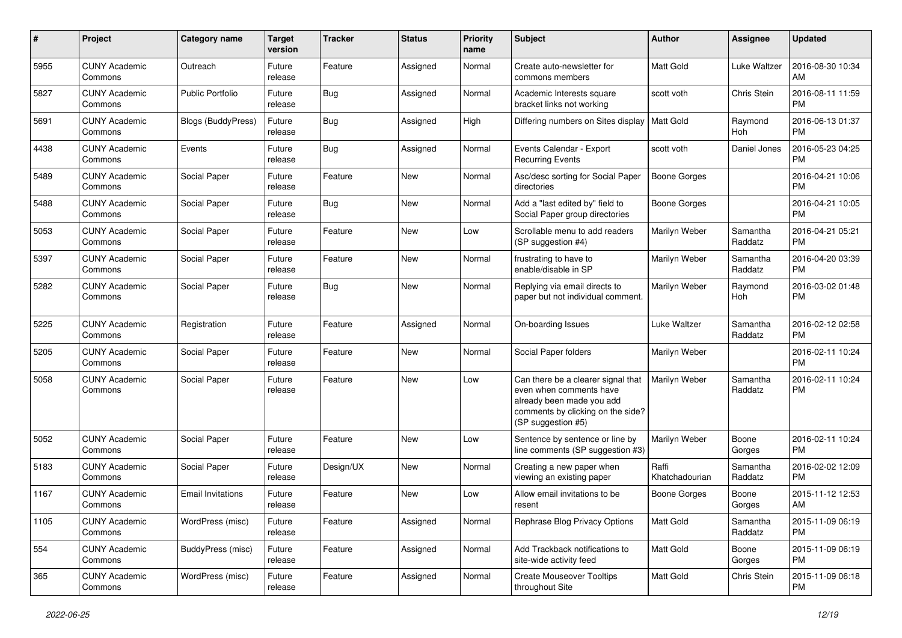| # | Project | Category name | Target version | Tracker | Status | Priority name | Subject | Author | Assignee | Updated |
|---|---|---|---|---|---|---|---|---|---|---|
| 5955 | CUNY Academic Commons | Outreach | Future release | Feature | Assigned | Normal | Create auto-newsletter for commons members | Matt Gold | Luke Waltzer | 2016-08-30 10:34 AM |
| 5827 | CUNY Academic Commons | Public Portfolio | Future release | Bug | Assigned | Normal | Academic Interests square bracket links not working | scott voth | Chris Stein | 2016-08-11 11:59 PM |
| 5691 | CUNY Academic Commons | Blogs (BuddyPress) | Future release | Bug | Assigned | High | Differing numbers on Sites display | Matt Gold | Raymond Hoh | 2016-06-13 01:37 PM |
| 4438 | CUNY Academic Commons | Events | Future release | Bug | Assigned | Normal | Events Calendar - Export Recurring Events | scott voth | Daniel Jones | 2016-05-23 04:25 PM |
| 5489 | CUNY Academic Commons | Social Paper | Future release | Feature | New | Normal | Asc/desc sorting for Social Paper directories | Boone Gorges | | 2016-04-21 10:06 PM |
| 5488 | CUNY Academic Commons | Social Paper | Future release | Bug | New | Normal | Add a "last edited by" field to Social Paper group directories | Boone Gorges | | 2016-04-21 10:05 PM |
| 5053 | CUNY Academic Commons | Social Paper | Future release | Feature | New | Low | Scrollable menu to add readers (SP suggestion #4) | Marilyn Weber | Samantha Raddatz | 2016-04-21 05:21 PM |
| 5397 | CUNY Academic Commons | Social Paper | Future release | Feature | New | Normal | frustrating to have to enable/disable in SP | Marilyn Weber | Samantha Raddatz | 2016-04-20 03:39 PM |
| 5282 | CUNY Academic Commons | Social Paper | Future release | Bug | New | Normal | Replying via email directs to paper but not individual comment. | Marilyn Weber | Raymond Hoh | 2016-03-02 01:48 PM |
| 5225 | CUNY Academic Commons | Registration | Future release | Feature | Assigned | Normal | On-boarding Issues | Luke Waltzer | Samantha Raddatz | 2016-02-12 02:58 PM |
| 5205 | CUNY Academic Commons | Social Paper | Future release | Feature | New | Normal | Social Paper folders | Marilyn Weber | | 2016-02-11 10:24 PM |
| 5058 | CUNY Academic Commons | Social Paper | Future release | Feature | New | Low | Can there be a clearer signal that even when comments have already been made you add comments by clicking on the side? (SP suggestion #5) | Marilyn Weber | Samantha Raddatz | 2016-02-11 10:24 PM |
| 5052 | CUNY Academic Commons | Social Paper | Future release | Feature | New | Low | Sentence by sentence or line by line comments (SP suggestion #3) | Marilyn Weber | Boone Gorges | 2016-02-11 10:24 PM |
| 5183 | CUNY Academic Commons | Social Paper | Future release | Design/UX | New | Normal | Creating a new paper when viewing an existing paper | Raffi Khatchadourian | Samantha Raddatz | 2016-02-02 12:09 PM |
| 1167 | CUNY Academic Commons | Email Invitations | Future release | Feature | New | Low | Allow email invitations to be resent | Boone Gorges | Boone Gorges | 2015-11-12 12:53 AM |
| 1105 | CUNY Academic Commons | WordPress (misc) | Future release | Feature | Assigned | Normal | Rephrase Blog Privacy Options | Matt Gold | Samantha Raddatz | 2015-11-09 06:19 PM |
| 554 | CUNY Academic Commons | BuddyPress (misc) | Future release | Feature | Assigned | Normal | Add Trackback notifications to site-wide activity feed | Matt Gold | Boone Gorges | 2015-11-09 06:19 PM |
| 365 | CUNY Academic Commons | WordPress (misc) | Future release | Feature | Assigned | Normal | Create Mouseover Tooltips throughout Site | Matt Gold | Chris Stein | 2015-11-09 06:18 PM |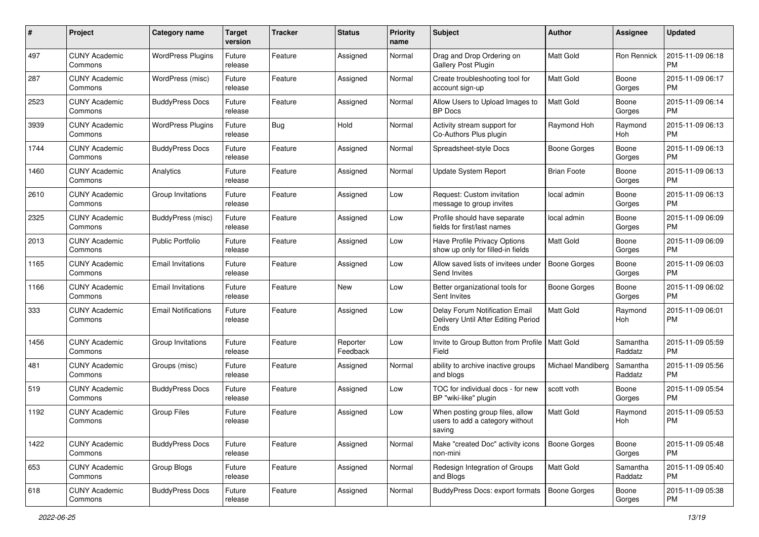| # | Project | Category name | Target version | Tracker | Status | Priority name | Subject | Author | Assignee | Updated |
|---|---|---|---|---|---|---|---|---|---|---|
| 497 | CUNY Academic Commons | WordPress Plugins | Future release | Feature | Assigned | Normal | Drag and Drop Ordering on Gallery Post Plugin | Matt Gold | Ron Rennick | 2015-11-09 06:18 PM |
| 287 | CUNY Academic Commons | WordPress (misc) | Future release | Feature | Assigned | Normal | Create troubleshooting tool for account sign-up | Matt Gold | Boone Gorges | 2015-11-09 06:17 PM |
| 2523 | CUNY Academic Commons | BuddyPress Docs | Future release | Feature | Assigned | Normal | Allow Users to Upload Images to BP Docs | Matt Gold | Boone Gorges | 2015-11-09 06:14 PM |
| 3939 | CUNY Academic Commons | WordPress Plugins | Future release | Bug | Hold | Normal | Activity stream support for Co-Authors Plus plugin | Raymond Hoh | Raymond Hoh | 2015-11-09 06:13 PM |
| 1744 | CUNY Academic Commons | BuddyPress Docs | Future release | Feature | Assigned | Normal | Spreadsheet-style Docs | Boone Gorges | Boone Gorges | 2015-11-09 06:13 PM |
| 1460 | CUNY Academic Commons | Analytics | Future release | Feature | Assigned | Normal | Update System Report | Brian Foote | Boone Gorges | 2015-11-09 06:13 PM |
| 2610 | CUNY Academic Commons | Group Invitations | Future release | Feature | Assigned | Low | Request: Custom invitation message to group invites | local admin | Boone Gorges | 2015-11-09 06:13 PM |
| 2325 | CUNY Academic Commons | BuddyPress (misc) | Future release | Feature | Assigned | Low | Profile should have separate fields for first/last names | local admin | Boone Gorges | 2015-11-09 06:09 PM |
| 2013 | CUNY Academic Commons | Public Portfolio | Future release | Feature | Assigned | Low | Have Profile Privacy Options show up only for filled-in fields | Matt Gold | Boone Gorges | 2015-11-09 06:09 PM |
| 1165 | CUNY Academic Commons | Email Invitations | Future release | Feature | Assigned | Low | Allow saved lists of invitees under Send Invites | Boone Gorges | Boone Gorges | 2015-11-09 06:03 PM |
| 1166 | CUNY Academic Commons | Email Invitations | Future release | Feature | New | Low | Better organizational tools for Sent Invites | Boone Gorges | Boone Gorges | 2015-11-09 06:02 PM |
| 333 | CUNY Academic Commons | Email Notifications | Future release | Feature | Assigned | Low | Delay Forum Notification Email Delivery Until After Editing Period Ends | Matt Gold | Raymond Hoh | 2015-11-09 06:01 PM |
| 1456 | CUNY Academic Commons | Group Invitations | Future release | Feature | Reporter Feedback | Low | Invite to Group Button from Profile Field | Matt Gold | Samantha Raddatz | 2015-11-09 05:59 PM |
| 481 | CUNY Academic Commons | Groups (misc) | Future release | Feature | Assigned | Normal | ability to archive inactive groups and blogs | Michael Mandiberg | Samantha Raddatz | 2015-11-09 05:56 PM |
| 519 | CUNY Academic Commons | BuddyPress Docs | Future release | Feature | Assigned | Low | TOC for individual docs - for new BP "wiki-like" plugin | scott voth | Boone Gorges | 2015-11-09 05:54 PM |
| 1192 | CUNY Academic Commons | Group Files | Future release | Feature | Assigned | Low | When posting group files, allow users to add a category without saving | Matt Gold | Raymond Hoh | 2015-11-09 05:53 PM |
| 1422 | CUNY Academic Commons | BuddyPress Docs | Future release | Feature | Assigned | Normal | Make "created Doc" activity icons non-mini | Boone Gorges | Boone Gorges | 2015-11-09 05:48 PM |
| 653 | CUNY Academic Commons | Group Blogs | Future release | Feature | Assigned | Normal | Redesign Integration of Groups and Blogs | Matt Gold | Samantha Raddatz | 2015-11-09 05:40 PM |
| 618 | CUNY Academic Commons | BuddyPress Docs | Future release | Feature | Assigned | Normal | BuddyPress Docs: export formats | Boone Gorges | Boone Gorges | 2015-11-09 05:38 PM |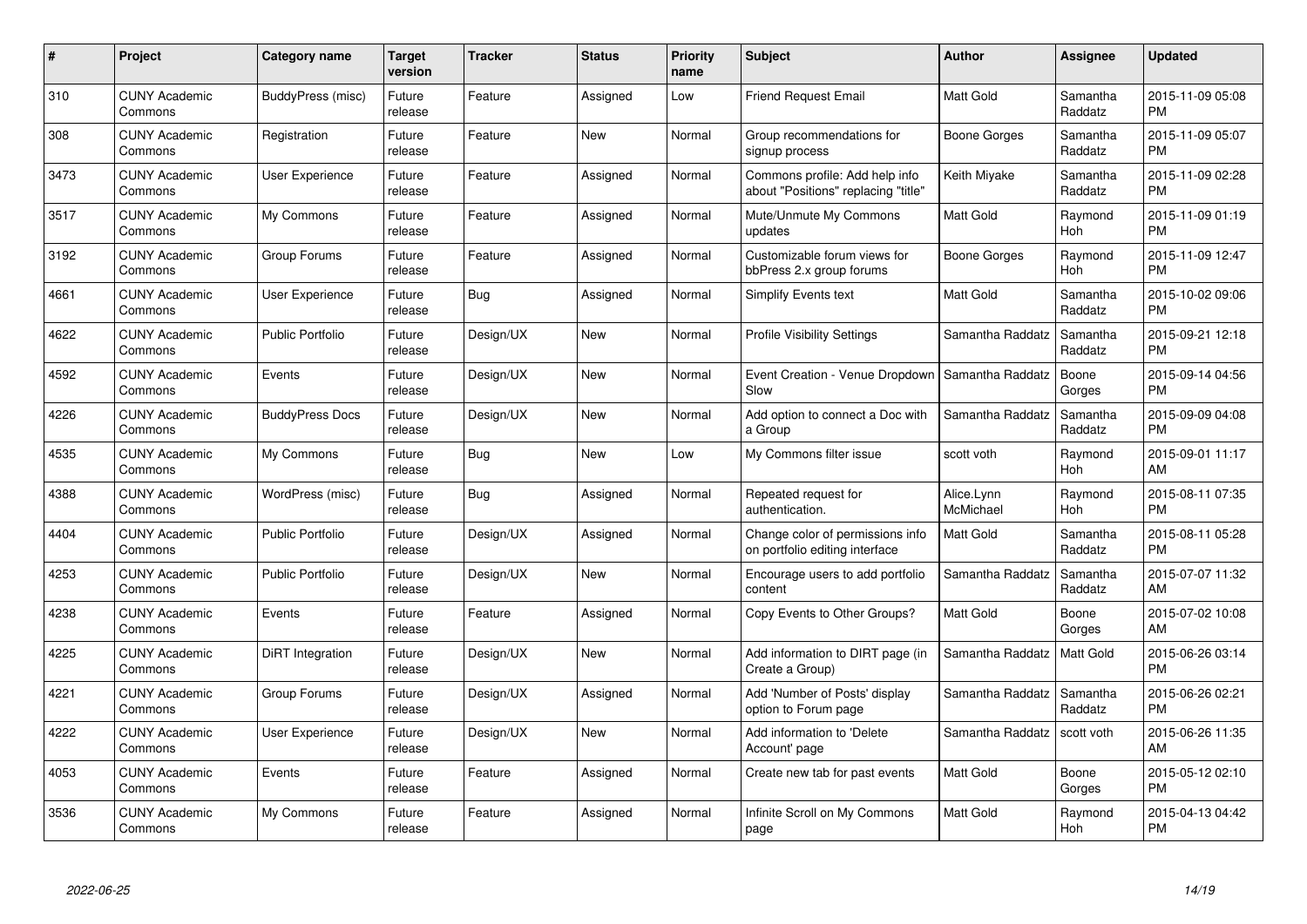| # | Project | Category name | Target version | Tracker | Status | Priority name | Subject | Author | Assignee | Updated |
|---|---|---|---|---|---|---|---|---|---|---|
| 310 | CUNY Academic Commons | BuddyPress (misc) | Future release | Feature | Assigned | Low | Friend Request Email | Matt Gold | Samantha Raddatz | 2015-11-09 05:08 PM |
| 308 | CUNY Academic Commons | Registration | Future release | Feature | New | Normal | Group recommendations for signup process | Boone Gorges | Samantha Raddatz | 2015-11-09 05:07 PM |
| 3473 | CUNY Academic Commons | User Experience | Future release | Feature | Assigned | Normal | Commons profile: Add help info about "Positions" replacing "title" | Keith Miyake | Samantha Raddatz | 2015-11-09 02:28 PM |
| 3517 | CUNY Academic Commons | My Commons | Future release | Feature | Assigned | Normal | Mute/Unmute My Commons updates | Matt Gold | Raymond Hoh | 2015-11-09 01:19 PM |
| 3192 | CUNY Academic Commons | Group Forums | Future release | Feature | Assigned | Normal | Customizable forum views for bbPress 2.x group forums | Boone Gorges | Raymond Hoh | 2015-11-09 12:47 PM |
| 4661 | CUNY Academic Commons | User Experience | Future release | Bug | Assigned | Normal | Simplify Events text | Matt Gold | Samantha Raddatz | 2015-10-02 09:06 PM |
| 4622 | CUNY Academic Commons | Public Portfolio | Future release | Design/UX | New | Normal | Profile Visibility Settings | Samantha Raddatz | Samantha Raddatz | 2015-09-21 12:18 PM |
| 4592 | CUNY Academic Commons | Events | Future release | Design/UX | New | Normal | Event Creation - Venue Dropdown Slow | Samantha Raddatz | Boone Gorges | 2015-09-14 04:56 PM |
| 4226 | CUNY Academic Commons | BuddyPress Docs | Future release | Design/UX | New | Normal | Add option to connect a Doc with a Group | Samantha Raddatz | Samantha Raddatz | 2015-09-09 04:08 PM |
| 4535 | CUNY Academic Commons | My Commons | Future release | Bug | New | Low | My Commons filter issue | scott voth | Raymond Hoh | 2015-09-01 11:17 AM |
| 4388 | CUNY Academic Commons | WordPress (misc) | Future release | Bug | Assigned | Normal | Repeated request for authentication. | Alice.Lynn McMichael | Raymond Hoh | 2015-08-11 07:35 PM |
| 4404 | CUNY Academic Commons | Public Portfolio | Future release | Design/UX | Assigned | Normal | Change color of permissions info on portfolio editing interface | Matt Gold | Samantha Raddatz | 2015-08-11 05:28 PM |
| 4253 | CUNY Academic Commons | Public Portfolio | Future release | Design/UX | New | Normal | Encourage users to add portfolio content | Samantha Raddatz | Samantha Raddatz | 2015-07-07 11:32 AM |
| 4238 | CUNY Academic Commons | Events | Future release | Feature | Assigned | Normal | Copy Events to Other Groups? | Matt Gold | Boone Gorges | 2015-07-02 10:08 AM |
| 4225 | CUNY Academic Commons | DiRT Integration | Future release | Design/UX | New | Normal | Add information to DIRT page (in Create a Group) | Samantha Raddatz | Matt Gold | 2015-06-26 03:14 PM |
| 4221 | CUNY Academic Commons | Group Forums | Future release | Design/UX | Assigned | Normal | Add 'Number of Posts' display option to Forum page | Samantha Raddatz | Samantha Raddatz | 2015-06-26 02:21 PM |
| 4222 | CUNY Academic Commons | User Experience | Future release | Design/UX | New | Normal | Add information to 'Delete Account' page | Samantha Raddatz | scott voth | 2015-06-26 11:35 AM |
| 4053 | CUNY Academic Commons | Events | Future release | Feature | Assigned | Normal | Create new tab for past events | Matt Gold | Boone Gorges | 2015-05-12 02:10 PM |
| 3536 | CUNY Academic Commons | My Commons | Future release | Feature | Assigned | Normal | Infinite Scroll on My Commons page | Matt Gold | Raymond Hoh | 2015-04-13 04:42 PM |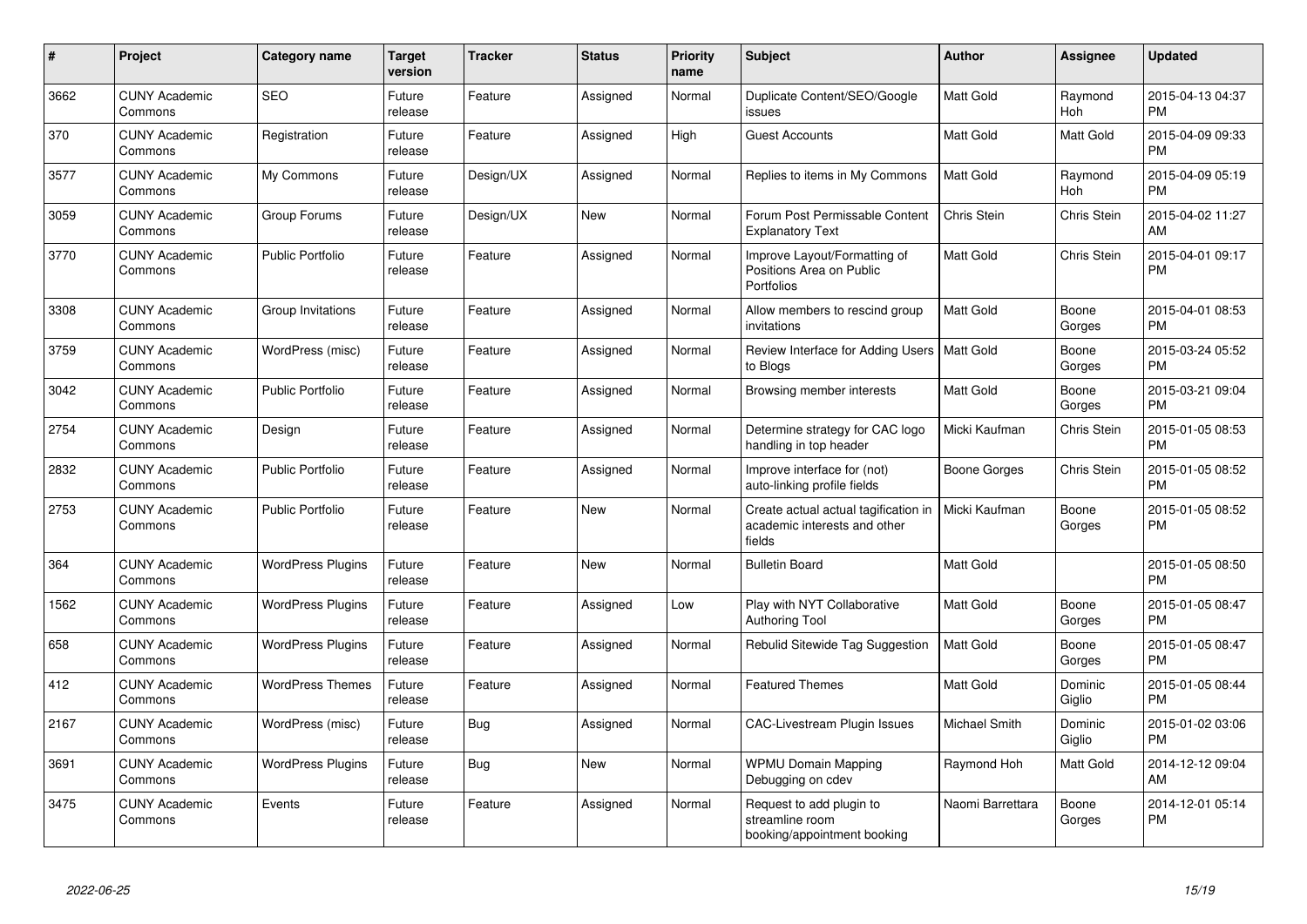| # | Project | Category name | Target version | Tracker | Status | Priority name | Subject | Author | Assignee | Updated |
|---|---|---|---|---|---|---|---|---|---|---|
| 3662 | CUNY Academic Commons | SEO | Future release | Feature | Assigned | Normal | Duplicate Content/SEO/Google issues | Matt Gold | Raymond Hoh | 2015-04-13 04:37 PM |
| 370 | CUNY Academic Commons | Registration | Future release | Feature | Assigned | High | Guest Accounts | Matt Gold | Matt Gold | 2015-04-09 09:33 PM |
| 3577 | CUNY Academic Commons | My Commons | Future release | Design/UX | Assigned | Normal | Replies to items in My Commons | Matt Gold | Raymond Hoh | 2015-04-09 05:19 PM |
| 3059 | CUNY Academic Commons | Group Forums | Future release | Design/UX | New | Normal | Forum Post Permissable Content Explanatory Text | Chris Stein | Chris Stein | 2015-04-02 11:27 AM |
| 3770 | CUNY Academic Commons | Public Portfolio | Future release | Feature | Assigned | Normal | Improve Layout/Formatting of Positions Area on Public Portfolios | Matt Gold | Chris Stein | 2015-04-01 09:17 PM |
| 3308 | CUNY Academic Commons | Group Invitations | Future release | Feature | Assigned | Normal | Allow members to rescind group invitations | Matt Gold | Boone Gorges | 2015-04-01 08:53 PM |
| 3759 | CUNY Academic Commons | WordPress (misc) | Future release | Feature | Assigned | Normal | Review Interface for Adding Users to Blogs | Matt Gold | Boone Gorges | 2015-03-24 05:52 PM |
| 3042 | CUNY Academic Commons | Public Portfolio | Future release | Feature | Assigned | Normal | Browsing member interests | Matt Gold | Boone Gorges | 2015-03-21 09:04 PM |
| 2754 | CUNY Academic Commons | Design | Future release | Feature | Assigned | Normal | Determine strategy for CAC logo handling in top header | Micki Kaufman | Chris Stein | 2015-01-05 08:53 PM |
| 2832 | CUNY Academic Commons | Public Portfolio | Future release | Feature | Assigned | Normal | Improve interface for (not) auto-linking profile fields | Boone Gorges | Chris Stein | 2015-01-05 08:52 PM |
| 2753 | CUNY Academic Commons | Public Portfolio | Future release | Feature | New | Normal | Create actual actual tagification in academic interests and other fields | Micki Kaufman | Boone Gorges | 2015-01-05 08:52 PM |
| 364 | CUNY Academic Commons | WordPress Plugins | Future release | Feature | New | Normal | Bulletin Board | Matt Gold | | 2015-01-05 08:50 PM |
| 1562 | CUNY Academic Commons | WordPress Plugins | Future release | Feature | Assigned | Low | Play with NYT Collaborative Authoring Tool | Matt Gold | Boone Gorges | 2015-01-05 08:47 PM |
| 658 | CUNY Academic Commons | WordPress Plugins | Future release | Feature | Assigned | Normal | Rebulid Sitewide Tag Suggestion | Matt Gold | Boone Gorges | 2015-01-05 08:47 PM |
| 412 | CUNY Academic Commons | WordPress Themes | Future release | Feature | Assigned | Normal | Featured Themes | Matt Gold | Dominic Giglio | 2015-01-05 08:44 PM |
| 2167 | CUNY Academic Commons | WordPress (misc) | Future release | Bug | Assigned | Normal | CAC-Livestream Plugin Issues | Michael Smith | Dominic Giglio | 2015-01-02 03:06 PM |
| 3691 | CUNY Academic Commons | WordPress Plugins | Future release | Bug | New | Normal | WPMU Domain Mapping Debugging on cdev | Raymond Hoh | Matt Gold | 2014-12-12 09:04 AM |
| 3475 | CUNY Academic Commons | Events | Future release | Feature | Assigned | Normal | Request to add plugin to streamline room booking/appointment booking | Naomi Barrettara | Boone Gorges | 2014-12-01 05:14 PM |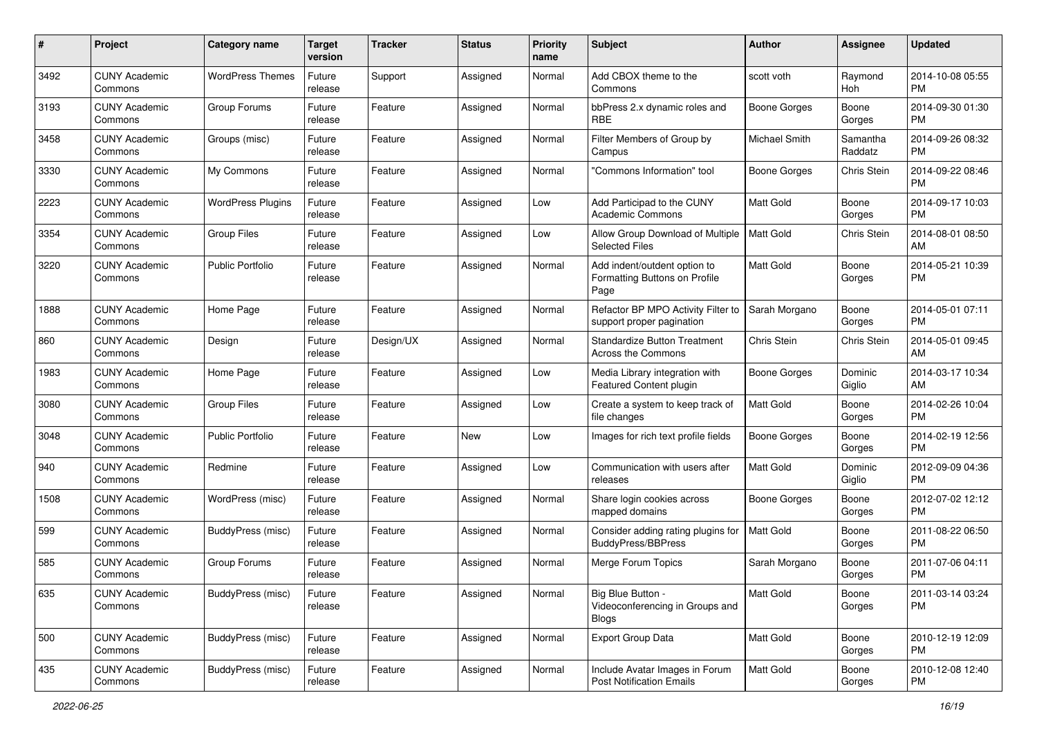| # | Project | Category name | Target version | Tracker | Status | Priority name | Subject | Author | Assignee | Updated |
|---|---|---|---|---|---|---|---|---|---|---|
| 3492 | CUNY Academic Commons | WordPress Themes | Future release | Support | Assigned | Normal | Add CBOX theme to the Commons | scott voth | Raymond Hoh | 2014-10-08 05:55 PM |
| 3193 | CUNY Academic Commons | Group Forums | Future release | Feature | Assigned | Normal | bbPress 2.x dynamic roles and RBE | Boone Gorges | Boone Gorges | 2014-09-30 01:30 PM |
| 3458 | CUNY Academic Commons | Groups (misc) | Future release | Feature | Assigned | Normal | Filter Members of Group by Campus | Michael Smith | Samantha Raddatz | 2014-09-26 08:32 PM |
| 3330 | CUNY Academic Commons | My Commons | Future release | Feature | Assigned | Normal | "Commons Information" tool | Boone Gorges | Chris Stein | 2014-09-22 08:46 PM |
| 2223 | CUNY Academic Commons | WordPress Plugins | Future release | Feature | Assigned | Low | Add Participad to the CUNY Academic Commons | Matt Gold | Boone Gorges | 2014-09-17 10:03 PM |
| 3354 | CUNY Academic Commons | Group Files | Future release | Feature | Assigned | Low | Allow Group Download of Multiple Selected Files | Matt Gold | Chris Stein | 2014-08-01 08:50 AM |
| 3220 | CUNY Academic Commons | Public Portfolio | Future release | Feature | Assigned | Normal | Add indent/outdent option to Formatting Buttons on Profile Page | Matt Gold | Boone Gorges | 2014-05-21 10:39 PM |
| 1888 | CUNY Academic Commons | Home Page | Future release | Feature | Assigned | Normal | Refactor BP MPO Activity Filter to support proper pagination | Sarah Morgano | Boone Gorges | 2014-05-01 07:11 PM |
| 860 | CUNY Academic Commons | Design | Future release | Design/UX | Assigned | Normal | Standardize Button Treatment Across the Commons | Chris Stein | Chris Stein | 2014-05-01 09:45 AM |
| 1983 | CUNY Academic Commons | Home Page | Future release | Feature | Assigned | Low | Media Library integration with Featured Content plugin | Boone Gorges | Dominic Giglio | 2014-03-17 10:34 AM |
| 3080 | CUNY Academic Commons | Group Files | Future release | Feature | Assigned | Low | Create a system to keep track of file changes | Matt Gold | Boone Gorges | 2014-02-26 10:04 PM |
| 3048 | CUNY Academic Commons | Public Portfolio | Future release | Feature | New | Low | Images for rich text profile fields | Boone Gorges | Boone Gorges | 2014-02-19 12:56 PM |
| 940 | CUNY Academic Commons | Redmine | Future release | Feature | Assigned | Low | Communication with users after releases | Matt Gold | Dominic Giglio | 2012-09-09 04:36 PM |
| 1508 | CUNY Academic Commons | WordPress (misc) | Future release | Feature | Assigned | Normal | Share login cookies across mapped domains | Boone Gorges | Boone Gorges | 2012-07-02 12:12 PM |
| 599 | CUNY Academic Commons | BuddyPress (misc) | Future release | Feature | Assigned | Normal | Consider adding rating plugins for BuddyPress/BBPress | Matt Gold | Boone Gorges | 2011-08-22 06:50 PM |
| 585 | CUNY Academic Commons | Group Forums | Future release | Feature | Assigned | Normal | Merge Forum Topics | Sarah Morgano | Boone Gorges | 2011-07-06 04:11 PM |
| 635 | CUNY Academic Commons | BuddyPress (misc) | Future release | Feature | Assigned | Normal | Big Blue Button - Videoconferencing in Groups and Blogs | Matt Gold | Boone Gorges | 2011-03-14 03:24 PM |
| 500 | CUNY Academic Commons | BuddyPress (misc) | Future release | Feature | Assigned | Normal | Export Group Data | Matt Gold | Boone Gorges | 2010-12-19 12:09 PM |
| 435 | CUNY Academic Commons | BuddyPress (misc) | Future release | Feature | Assigned | Normal | Include Avatar Images in Forum Post Notification Emails | Matt Gold | Boone Gorges | 2010-12-08 12:40 PM |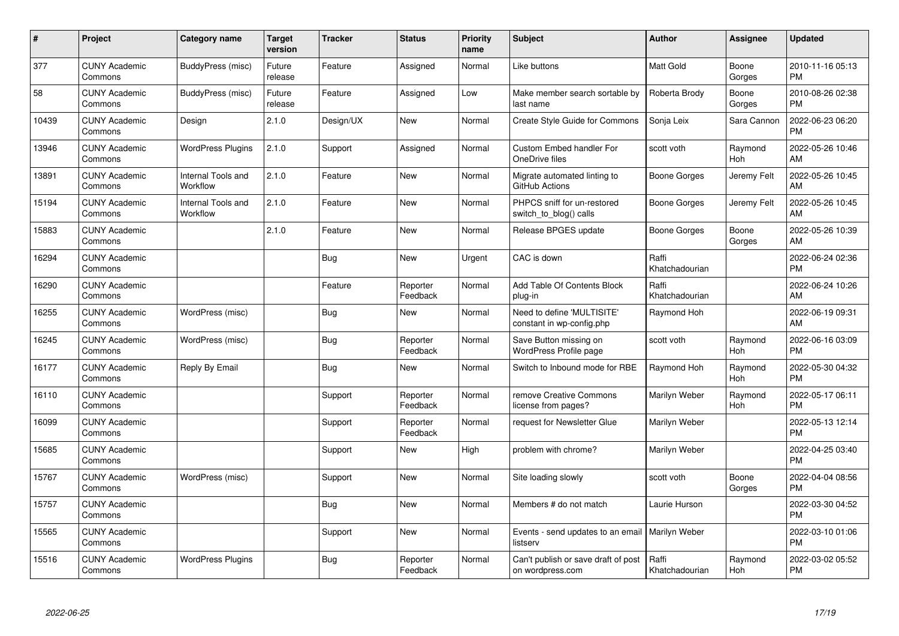| # | Project | Category name | Target version | Tracker | Status | Priority name | Subject | Author | Assignee | Updated |
|---|---|---|---|---|---|---|---|---|---|---|
| 377 | CUNY Academic Commons | BuddyPress (misc) | Future release | Feature | Assigned | Normal | Like buttons | Matt Gold | Boone Gorges | 2010-11-16 05:13 PM |
| 58 | CUNY Academic Commons | BuddyPress (misc) | Future release | Feature | Assigned | Low | Make member search sortable by last name | Roberta Brody | Boone Gorges | 2010-08-26 02:38 PM |
| 10439 | CUNY Academic Commons | Design | 2.1.0 | Design/UX | New | Normal | Create Style Guide for Commons | Sonja Leix | Sara Cannon | 2022-06-23 06:20 PM |
| 13946 | CUNY Academic Commons | WordPress Plugins | 2.1.0 | Support | Assigned | Normal | Custom Embed handler For OneDrive files | scott voth | Raymond Hoh | 2022-05-26 10:46 AM |
| 13891 | CUNY Academic Commons | Internal Tools and Workflow | 2.1.0 | Feature | New | Normal | Migrate automated linting to GitHub Actions | Boone Gorges | Jeremy Felt | 2022-05-26 10:45 AM |
| 15194 | CUNY Academic Commons | Internal Tools and Workflow | 2.1.0 | Feature | New | Normal | PHPCS sniff for un-restored switch_to_blog() calls | Boone Gorges | Jeremy Felt | 2022-05-26 10:45 AM |
| 15883 | CUNY Academic Commons | | 2.1.0 | Feature | New | Normal | Release BPGES update | Boone Gorges | Boone Gorges | 2022-05-26 10:39 AM |
| 16294 | CUNY Academic Commons | | | Bug | New | Urgent | CAC is down | Raffi Khatchadourian | | 2022-06-24 02:36 PM |
| 16290 | CUNY Academic Commons | | | Feature | Reporter Feedback | Normal | Add Table Of Contents Block plug-in | Raffi Khatchadourian | | 2022-06-24 10:26 AM |
| 16255 | CUNY Academic Commons | WordPress (misc) | | Bug | New | Normal | Need to define 'MULTISITE' constant in wp-config.php | Raymond Hoh | | 2022-06-19 09:31 AM |
| 16245 | CUNY Academic Commons | WordPress (misc) | | Bug | Reporter Feedback | Normal | Save Button missing on WordPress Profile page | scott voth | Raymond Hoh | 2022-06-16 03:09 PM |
| 16177 | CUNY Academic Commons | Reply By Email | | Bug | New | Normal | Switch to Inbound mode for RBE | Raymond Hoh | Raymond Hoh | 2022-05-30 04:32 PM |
| 16110 | CUNY Academic Commons | | | Support | Reporter Feedback | Normal | remove Creative Commons license from pages? | Marilyn Weber | Raymond Hoh | 2022-05-17 06:11 PM |
| 16099 | CUNY Academic Commons | | | Support | Reporter Feedback | Normal | request for Newsletter Glue | Marilyn Weber | | 2022-05-13 12:14 PM |
| 15685 | CUNY Academic Commons | | | Support | New | High | problem with chrome? | Marilyn Weber | | 2022-04-25 03:40 PM |
| 15767 | CUNY Academic Commons | WordPress (misc) | | Support | New | Normal | Site loading slowly | scott voth | Boone Gorges | 2022-04-04 08:56 PM |
| 15757 | CUNY Academic Commons | | | Bug | New | Normal | Members # do not match | Laurie Hurson | | 2022-03-30 04:52 PM |
| 15565 | CUNY Academic Commons | | | Support | New | Normal | Events - send updates to an email listserv | Marilyn Weber | | 2022-03-10 01:06 PM |
| 15516 | CUNY Academic Commons | WordPress Plugins | | Bug | Reporter Feedback | Normal | Can't publish or save draft of post on wordpress.com | Raffi Khatchadourian | Raymond Hoh | 2022-03-02 05:52 PM |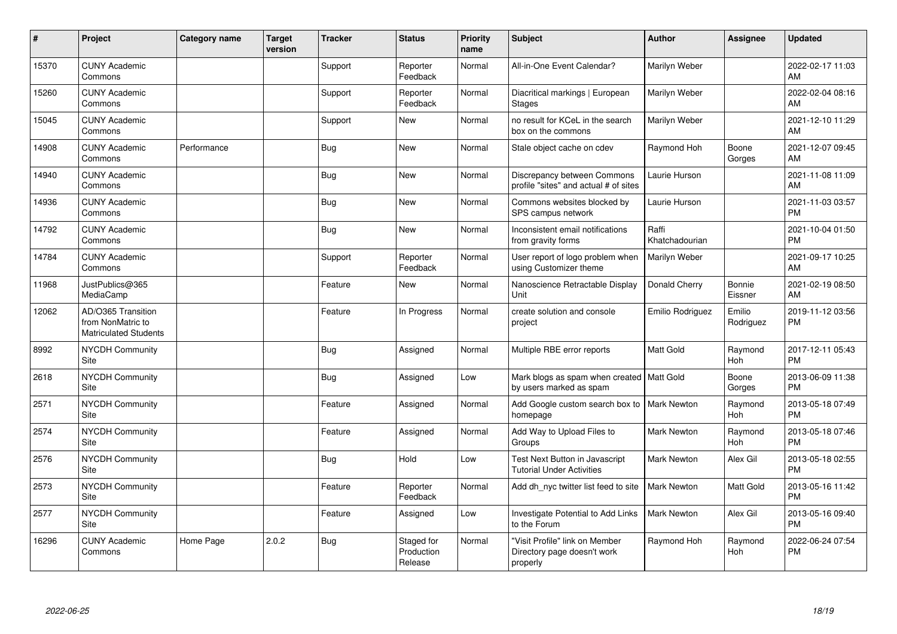| # | Project | Category name | Target version | Tracker | Status | Priority name | Subject | Author | Assignee | Updated |
|---|---|---|---|---|---|---|---|---|---|---|
| 15370 | CUNY Academic Commons | | | Support | Reporter Feedback | Normal | All-in-One Event Calendar? | Marilyn Weber | | 2022-02-17 11:03 AM |
| 15260 | CUNY Academic Commons | | | Support | Reporter Feedback | Normal | Diacritical markings \| European Stages | Marilyn Weber | | 2022-02-04 08:16 AM |
| 15045 | CUNY Academic Commons | | | Support | New | Normal | no result for KCeL in the search box on the commons | Marilyn Weber | | 2021-12-10 11:29 AM |
| 14908 | CUNY Academic Commons | Performance | | Bug | New | Normal | Stale object cache on cdev | Raymond Hoh | Boone Gorges | 2021-12-07 09:45 AM |
| 14940 | CUNY Academic Commons | | | Bug | New | Normal | Discrepancy between Commons profile "sites" and actual # of sites | Laurie Hurson | | 2021-11-08 11:09 AM |
| 14936 | CUNY Academic Commons | | | Bug | New | Normal | Commons websites blocked by SPS campus network | Laurie Hurson | | 2021-11-03 03:57 PM |
| 14792 | CUNY Academic Commons | | | Bug | New | Normal | Inconsistent email notifications from gravity forms | Raffi Khatchadourian | | 2021-10-04 01:50 PM |
| 14784 | CUNY Academic Commons | | | Support | Reporter Feedback | Normal | User report of logo problem when using Customizer theme | Marilyn Weber | | 2021-09-17 10:25 AM |
| 11968 | JustPublics@365 MediaCamp | | | Feature | New | Normal | Nanoscience Retractable Display Unit | Donald Cherry | Bonnie Eissner | 2021-02-19 08:50 AM |
| 12062 | AD/O365 Transition from NonMatric to Matriculated Students | | | Feature | In Progress | Normal | create solution and console project | Emilio Rodriguez | Emilio Rodriguez | 2019-11-12 03:56 PM |
| 8992 | NYCDH Community Site | | | Bug | Assigned | Normal | Multiple RBE error reports | Matt Gold | Raymond Hoh | 2017-12-11 05:43 PM |
| 2618 | NYCDH Community Site | | | Bug | Assigned | Low | Mark blogs as spam when created by users marked as spam | Matt Gold | Boone Gorges | 2013-06-09 11:38 PM |
| 2571 | NYCDH Community Site | | | Feature | Assigned | Normal | Add Google custom search box to homepage | Mark Newton | Raymond Hoh | 2013-05-18 07:49 PM |
| 2574 | NYCDH Community Site | | | Feature | Assigned | Normal | Add Way to Upload Files to Groups | Mark Newton | Raymond Hoh | 2013-05-18 07:46 PM |
| 2576 | NYCDH Community Site | | | Bug | Hold | Low | Test Next Button in Javascript Tutorial Under Activities | Mark Newton | Alex Gil | 2013-05-18 02:55 PM |
| 2573 | NYCDH Community Site | | | Feature | Reporter Feedback | Normal | Add dh_nyc twitter list feed to site | Mark Newton | Matt Gold | 2013-05-16 11:42 PM |
| 2577 | NYCDH Community Site | | | Feature | Assigned | Low | Investigate Potential to Add Links to the Forum | Mark Newton | Alex Gil | 2013-05-16 09:40 PM |
| 16296 | CUNY Academic Commons | Home Page | 2.0.2 | Bug | Staged for Production Release | Normal | "Visit Profile" link on Member Directory page doesn't work properly | Raymond Hoh | Raymond Hoh | 2022-06-24 07:54 PM |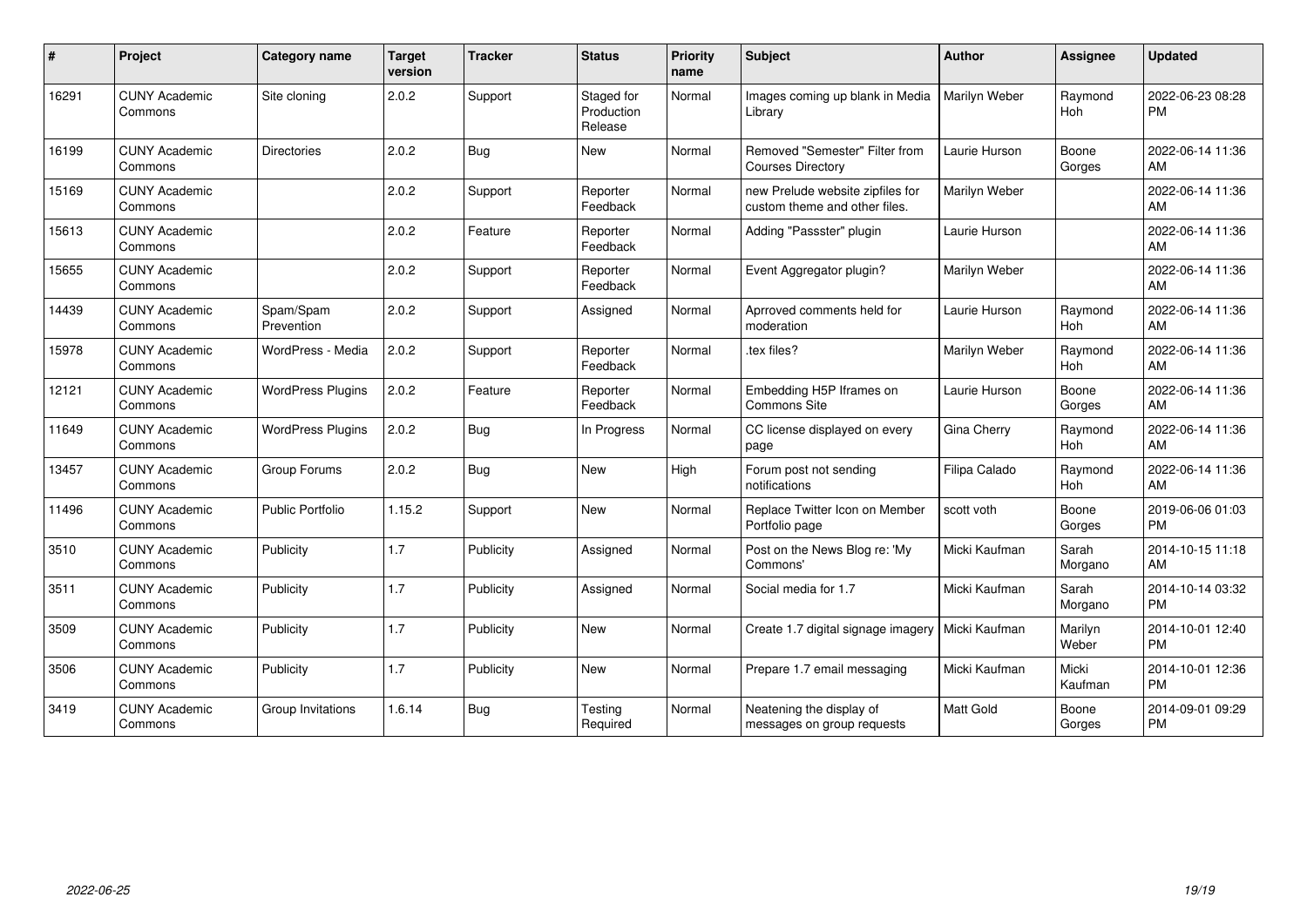| # | Project | Category name | Target version | Tracker | Status | Priority name | Subject | Author | Assignee | Updated |
|---|---|---|---|---|---|---|---|---|---|---|
| 16291 | CUNY Academic Commons | Site cloning | 2.0.2 | Support | Staged for Production Release | Normal | Images coming up blank in Media Library | Marilyn Weber | Raymond Hoh | 2022-06-23 08:28 PM |
| 16199 | CUNY Academic Commons | Directories | 2.0.2 | Bug | New | Normal | Removed "Semester" Filter from Courses Directory | Laurie Hurson | Boone Gorges | 2022-06-14 11:36 AM |
| 15169 | CUNY Academic Commons | | 2.0.2 | Support | Reporter Feedback | Normal | new Prelude website zipfiles for custom theme and other files. | Marilyn Weber | | 2022-06-14 11:36 AM |
| 15613 | CUNY Academic Commons | | 2.0.2 | Feature | Reporter Feedback | Normal | Adding "Passster" plugin | Laurie Hurson | | 2022-06-14 11:36 AM |
| 15655 | CUNY Academic Commons | | 2.0.2 | Support | Reporter Feedback | Normal | Event Aggregator plugin? | Marilyn Weber | | 2022-06-14 11:36 AM |
| 14439 | CUNY Academic Commons | Spam/Spam Prevention | 2.0.2 | Support | Assigned | Normal | Aprroved comments held for moderation | Laurie Hurson | Raymond Hoh | 2022-06-14 11:36 AM |
| 15978 | CUNY Academic Commons | WordPress - Media | 2.0.2 | Support | Reporter Feedback | Normal | .tex files? | Marilyn Weber | Raymond Hoh | 2022-06-14 11:36 AM |
| 12121 | CUNY Academic Commons | WordPress Plugins | 2.0.2 | Feature | Reporter Feedback | Normal | Embedding H5P Iframes on Commons Site | Laurie Hurson | Boone Gorges | 2022-06-14 11:36 AM |
| 11649 | CUNY Academic Commons | WordPress Plugins | 2.0.2 | Bug | In Progress | Normal | CC license displayed on every page | Gina Cherry | Raymond Hoh | 2022-06-14 11:36 AM |
| 13457 | CUNY Academic Commons | Group Forums | 2.0.2 | Bug | New | High | Forum post not sending notifications | Filipa Calado | Raymond Hoh | 2022-06-14 11:36 AM |
| 11496 | CUNY Academic Commons | Public Portfolio | 1.15.2 | Support | New | Normal | Replace Twitter Icon on Member Portfolio page | scott voth | Boone Gorges | 2019-06-06 01:03 PM |
| 3510 | CUNY Academic Commons | Publicity | 1.7 | Publicity | Assigned | Normal | Post on the News Blog re: 'My Commons' | Micki Kaufman | Sarah Morgano | 2014-10-15 11:18 AM |
| 3511 | CUNY Academic Commons | Publicity | 1.7 | Publicity | Assigned | Normal | Social media for 1.7 | Micki Kaufman | Sarah Morgano | 2014-10-14 03:32 PM |
| 3509 | CUNY Academic Commons | Publicity | 1.7 | Publicity | New | Normal | Create 1.7 digital signage imagery | Micki Kaufman | Marilyn Weber | 2014-10-01 12:40 PM |
| 3506 | CUNY Academic Commons | Publicity | 1.7 | Publicity | New | Normal | Prepare 1.7 email messaging | Micki Kaufman | Micki Kaufman | 2014-10-01 12:36 PM |
| 3419 | CUNY Academic Commons | Group Invitations | 1.6.14 | Bug | Testing Required | Normal | Neatening the display of messages on group requests | Matt Gold | Boone Gorges | 2014-09-01 09:29 PM |